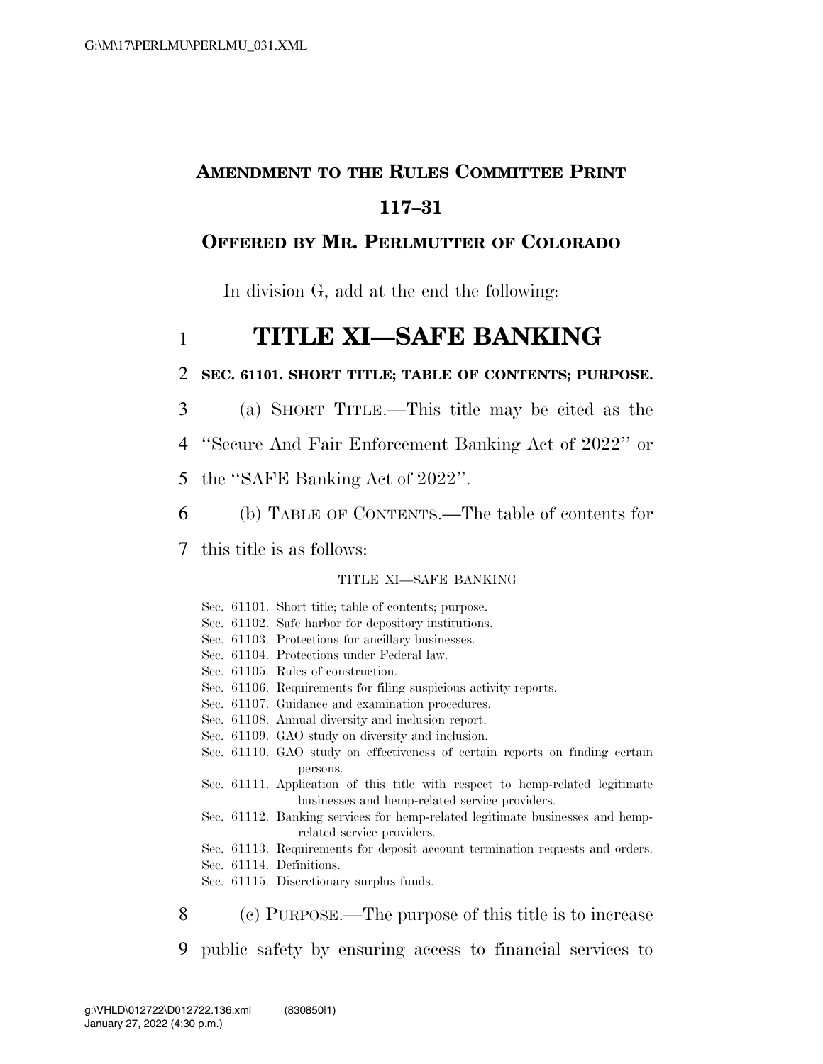# AMENDMENT TO THE RULES COMMITTEE PRINT 117–31

## OFFERED BY MR. PERLMUTTER OF COLORADO

In division G, add at the end the following:

# TITLE XI—SAFE BANKING

**SEC. 61101. SHORT TITLE; TABLE OF CONTENTS; PURPOSE.**

(a) SHORT TITLE.—This title may be cited as the "Secure And Fair Enforcement Banking Act of 2022" or the "SAFE Banking Act of 2022".

(b) TABLE OF CONTENTS.—The table of contents for this title is as follows:

TITLE XI—SAFE BANKING

- Sec. 61101. Short title; table of contents; purpose.
- Sec. 61102. Safe harbor for depository institutions.
- Sec. 61103. Protections for ancillary businesses.
- Sec. 61104. Protections under Federal law.
- Sec. 61105. Rules of construction.
- Sec. 61106. Requirements for filing suspicious activity reports.
- Sec. 61107. Guidance and examination procedures.
- Sec. 61108. Annual diversity and inclusion report.
- Sec. 61109. GAO study on diversity and inclusion.
- Sec. 61110. GAO study on effectiveness of certain reports on finding certain persons.
- Sec. 61111. Application of this title with respect to hemp-related legitimate businesses and hemp-related service providers.
- Sec. 61112. Banking services for hemp-related legitimate businesses and hemp-related service providers.
- Sec. 61113. Requirements for deposit account termination requests and orders.
- Sec. 61114. Definitions.
- Sec. 61115. Discretionary surplus funds.

(c) PURPOSE.—The purpose of this title is to increase public safety by ensuring access to financial services to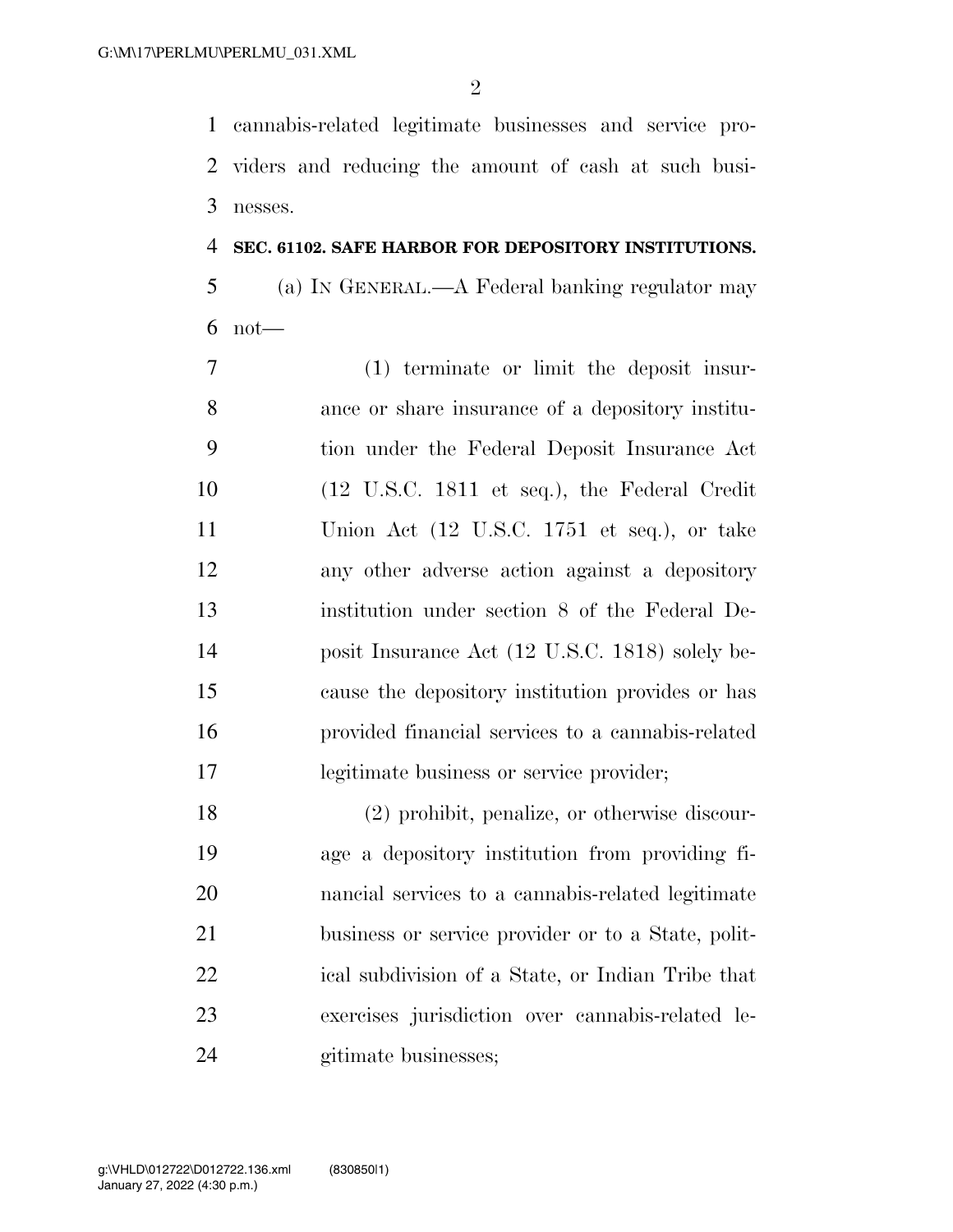cannabis-related legitimate businesses and service providers and reducing the amount of cash at such businesses.

**SEC. 61102. SAFE HARBOR FOR DEPOSITORY INSTITUTIONS.**

(a) IN GENERAL.—A Federal banking regulator may not—

(1) terminate or limit the deposit insurance or share insurance of a depository institution under the Federal Deposit Insurance Act (12 U.S.C. 1811 et seq.), the Federal Credit Union Act (12 U.S.C. 1751 et seq.), or take any other adverse action against a depository institution under section 8 of the Federal Deposit Insurance Act (12 U.S.C. 1818) solely because the depository institution provides or has provided financial services to a cannabis-related legitimate business or service provider;

(2) prohibit, penalize, or otherwise discourage a depository institution from providing financial services to a cannabis-related legitimate business or service provider or to a State, political subdivision of a State, or Indian Tribe that exercises jurisdiction over cannabis-related legitimate businesses;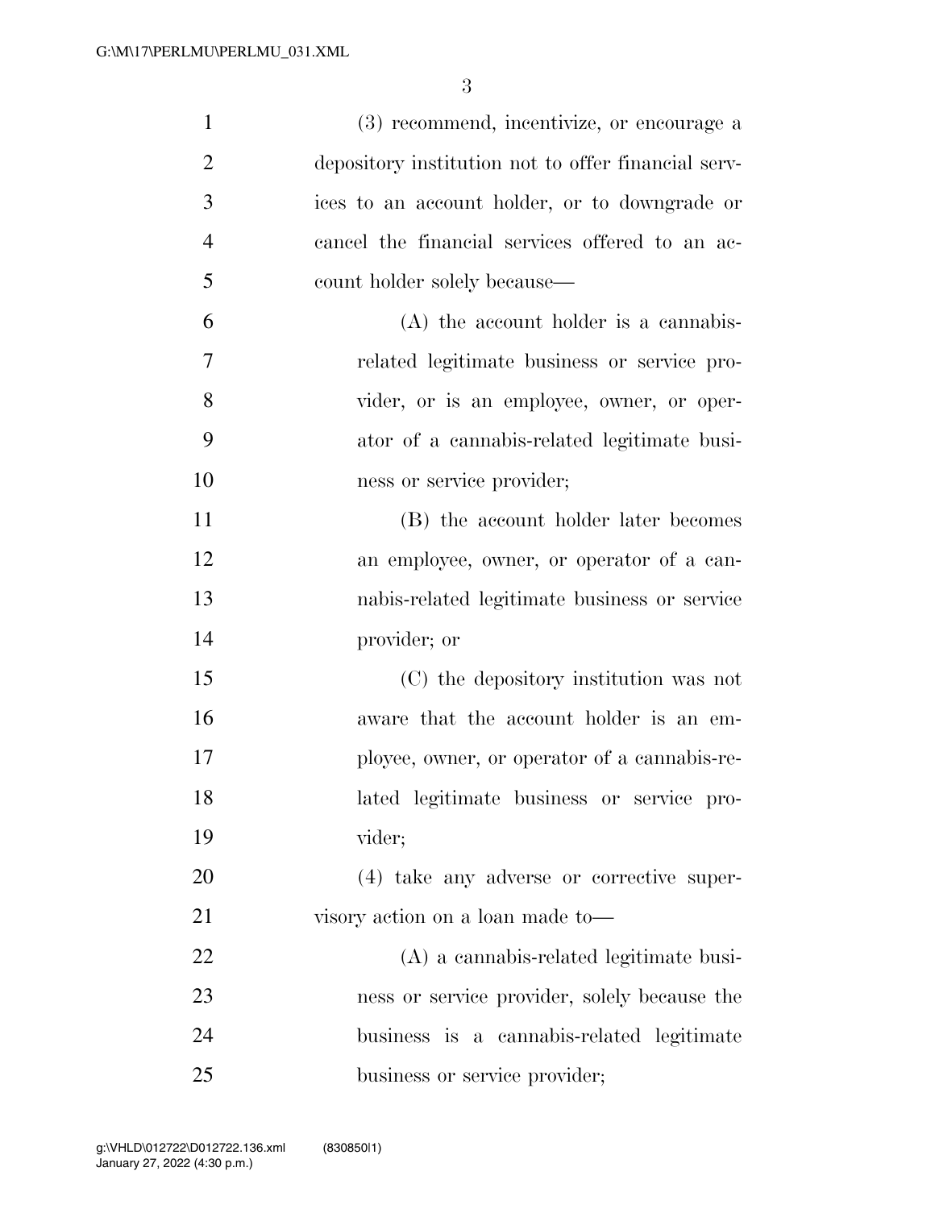(3) recommend, incentivize, or encourage a depository institution not to offer financial services to an account holder, or to downgrade or cancel the financial services offered to an account holder solely because—

(A) the account holder is a cannabis-related legitimate business or service provider, or is an employee, owner, or operator of a cannabis-related legitimate business or service provider;

(B) the account holder later becomes an employee, owner, or operator of a cannabis-related legitimate business or service provider; or

(C) the depository institution was not aware that the account holder is an employee, owner, or operator of a cannabis-related legitimate business or service provider;

(4) take any adverse or corrective supervisory action on a loan made to—

(A) a cannabis-related legitimate business or service provider, solely because the business is a cannabis-related legitimate business or service provider;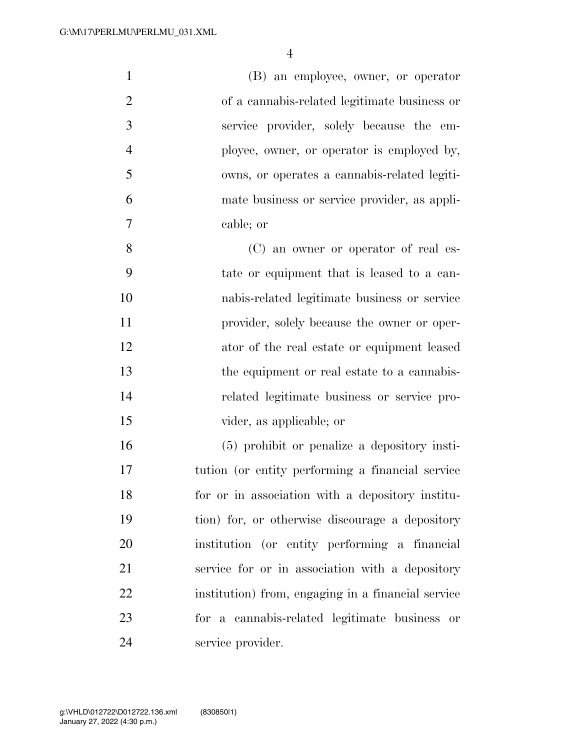(B) an employee, owner, or operator of a cannabis-related legitimate business or service provider, solely because the employee, owner, or operator is employed by, owns, or operates a cannabis-related legitimate business or service provider, as applicable; or

(C) an owner or operator of real estate or equipment that is leased to a cannabis-related legitimate business or service provider, solely because the owner or operator of the real estate or equipment leased the equipment or real estate to a cannabis-related legitimate business or service provider, as applicable; or

(5) prohibit or penalize a depository institution (or entity performing a financial service for or in association with a depository institution) for, or otherwise discourage a depository institution (or entity performing a financial service for or in association with a depository institution) from, engaging in a financial service for a cannabis-related legitimate business or service provider.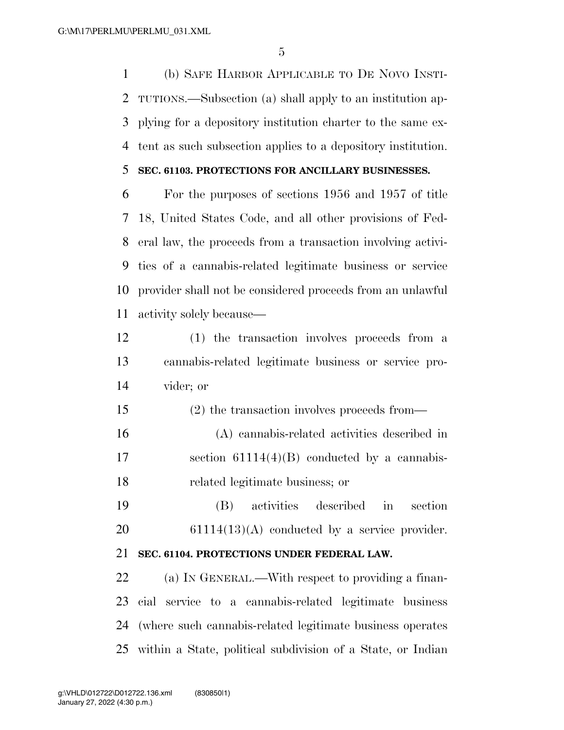(b) SAFE HARBOR APPLICABLE TO DE NOVO INSTITUTIONS.—Subsection (a) shall apply to an institution applying for a depository institution charter to the same extent as such subsection applies to a depository institution.

**SEC. 61103. PROTECTIONS FOR ANCILLARY BUSINESSES.**

For the purposes of sections 1956 and 1957 of title 18, United States Code, and all other provisions of Federal law, the proceeds from a transaction involving activities of a cannabis-related legitimate business or service provider shall not be considered proceeds from an unlawful activity solely because—

(1) the transaction involves proceeds from a cannabis-related legitimate business or service provider; or

(2) the transaction involves proceeds from—

(A) cannabis-related activities described in section 61114(4)(B) conducted by a cannabis-related legitimate business; or

(B) activities described in section 61114(13)(A) conducted by a service provider.

**SEC. 61104. PROTECTIONS UNDER FEDERAL LAW.**

(a) IN GENERAL.—With respect to providing a financial service to a cannabis-related legitimate business (where such cannabis-related legitimate business operates within a State, political subdivision of a State, or Indian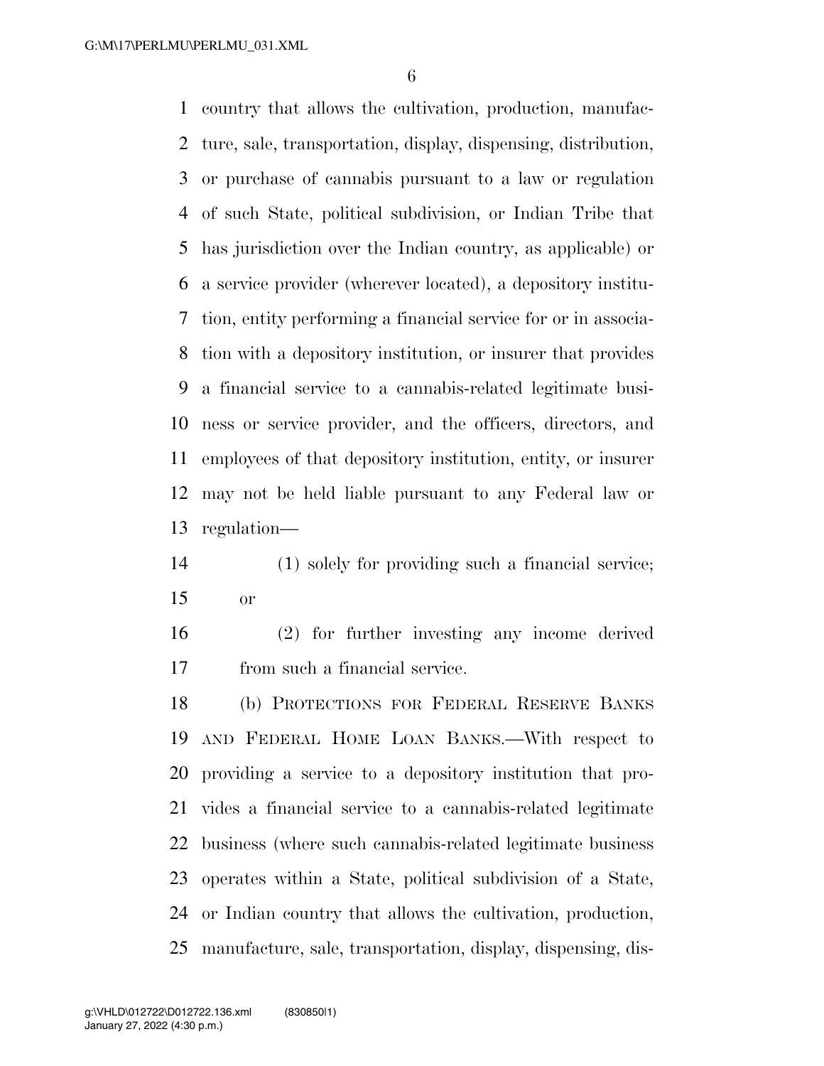country that allows the cultivation, production, manufacture, sale, transportation, display, dispensing, distribution, or purchase of cannabis pursuant to a law or regulation of such State, political subdivision, or Indian Tribe that has jurisdiction over the Indian country, as applicable) or a service provider (wherever located), a depository institution, entity performing a financial service for or in association with a depository institution, or insurer that provides a financial service to a cannabis-related legitimate business or service provider, and the officers, directors, and employees of that depository institution, entity, or insurer may not be held liable pursuant to any Federal law or regulation—

(1) solely for providing such a financial service; or

(2) for further investing any income derived from such a financial service.

(b) PROTECTIONS FOR FEDERAL RESERVE BANKS AND FEDERAL HOME LOAN BANKS.—With respect to providing a service to a depository institution that provides a financial service to a cannabis-related legitimate business (where such cannabis-related legitimate business operates within a State, political subdivision of a State, or Indian country that allows the cultivation, production, manufacture, sale, transportation, display, dispensing, dis-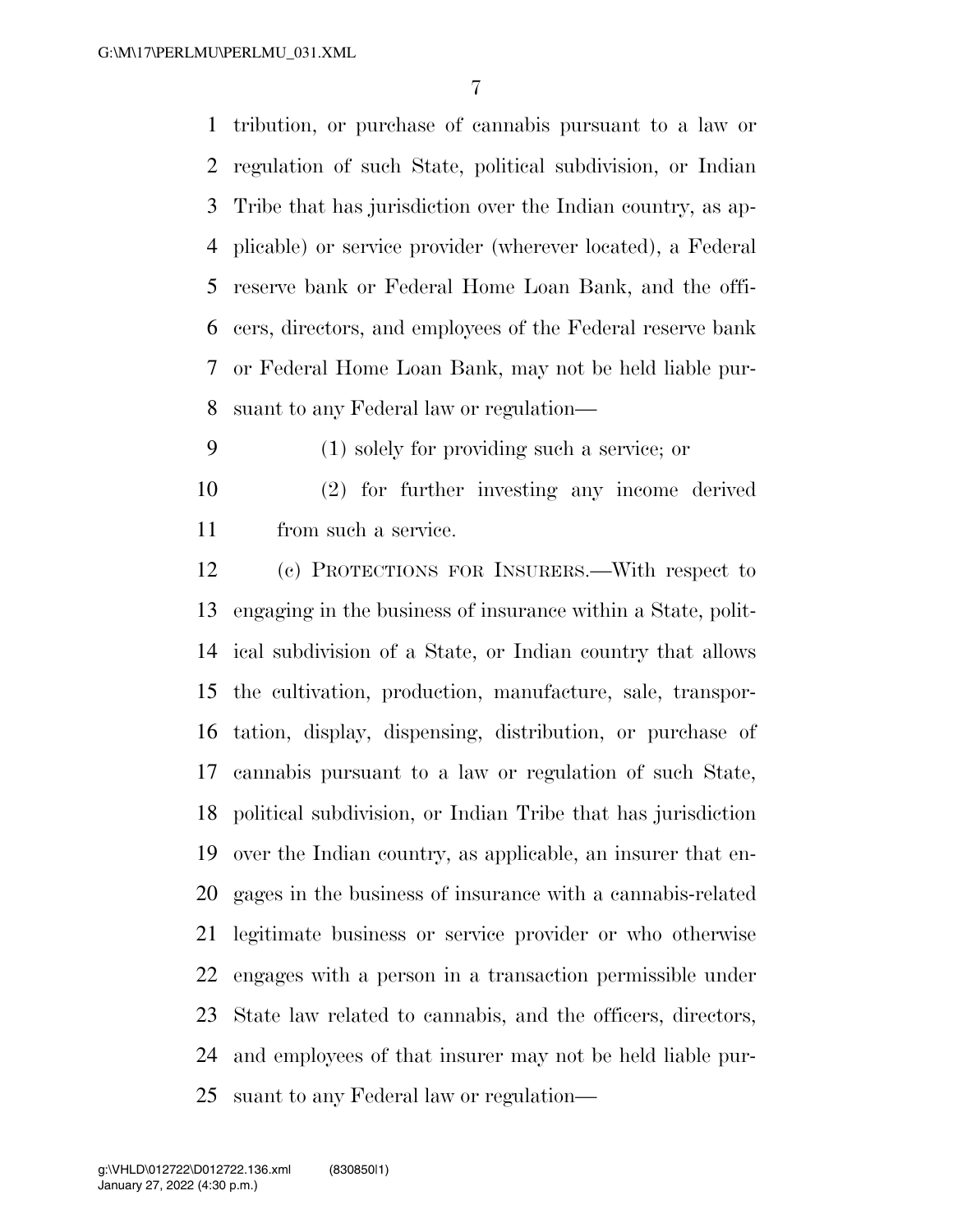tribution, or purchase of cannabis pursuant to a law or regulation of such State, political subdivision, or Indian Tribe that has jurisdiction over the Indian country, as applicable) or service provider (wherever located), a Federal reserve bank or Federal Home Loan Bank, and the officers, directors, and employees of the Federal reserve bank or Federal Home Loan Bank, may not be held liable pursuant to any Federal law or regulation—

(1) solely for providing such a service; or

(2) for further investing any income derived from such a service.

(c) PROTECTIONS FOR INSURERS.—With respect to engaging in the business of insurance within a State, political subdivision of a State, or Indian country that allows the cultivation, production, manufacture, sale, transportation, display, dispensing, distribution, or purchase of cannabis pursuant to a law or regulation of such State, political subdivision, or Indian Tribe that has jurisdiction over the Indian country, as applicable, an insurer that engages in the business of insurance with a cannabis-related legitimate business or service provider or who otherwise engages with a person in a transaction permissible under State law related to cannabis, and the officers, directors, and employees of that insurer may not be held liable pursuant to any Federal law or regulation—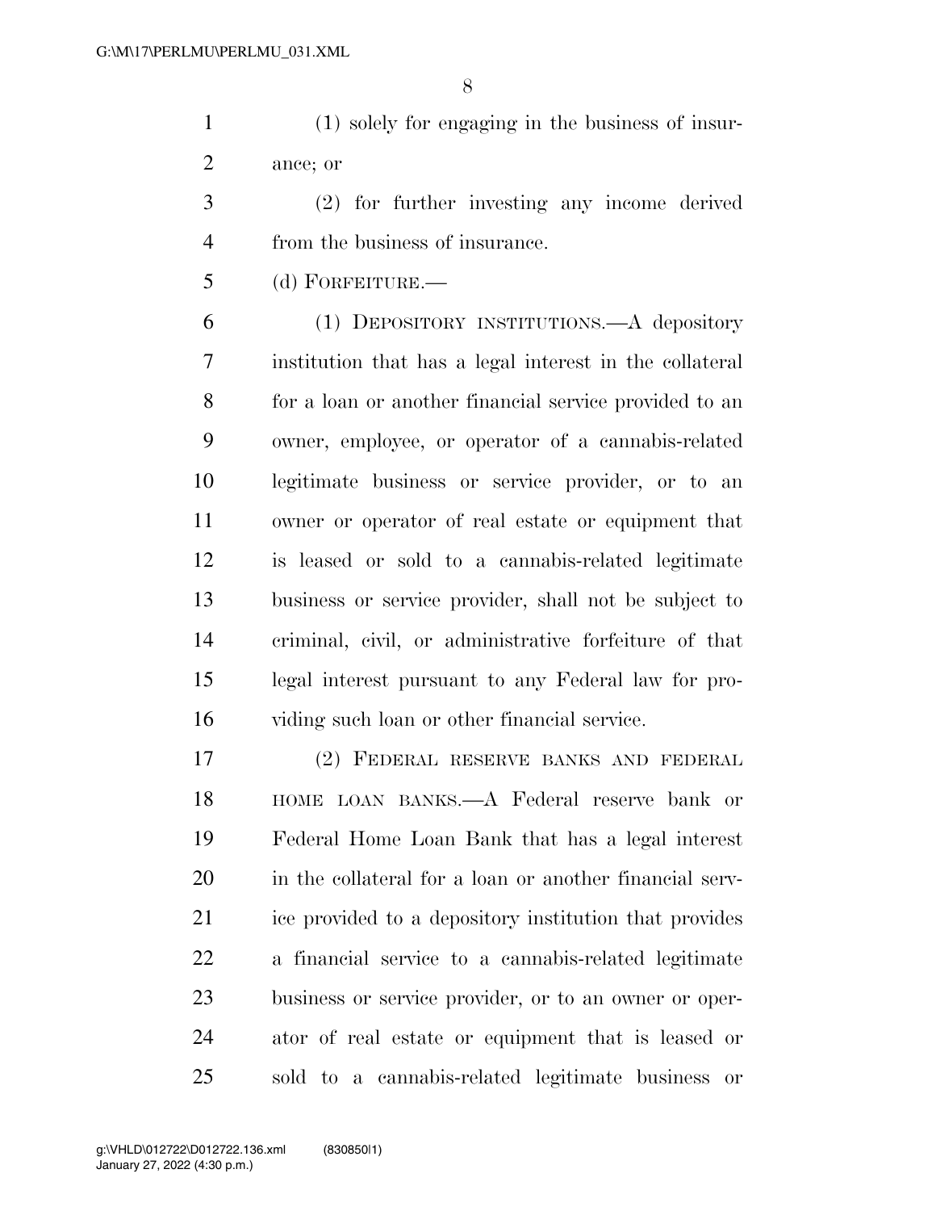(1) solely for engaging in the business of insurance; or

(2) for further investing any income derived from the business of insurance.

(d) FORFEITURE.—

(1) DEPOSITORY INSTITUTIONS.—A depository institution that has a legal interest in the collateral for a loan or another financial service provided to an owner, employee, or operator of a cannabis-related legitimate business or service provider, or to an owner or operator of real estate or equipment that is leased or sold to a cannabis-related legitimate business or service provider, shall not be subject to criminal, civil, or administrative forfeiture of that legal interest pursuant to any Federal law for providing such loan or other financial service.

(2) FEDERAL RESERVE BANKS AND FEDERAL HOME LOAN BANKS.—A Federal reserve bank or Federal Home Loan Bank that has a legal interest in the collateral for a loan or another financial service provided to a depository institution that provides a financial service to a cannabis-related legitimate business or service provider, or to an owner or operator of real estate or equipment that is leased or sold to a cannabis-related legitimate business or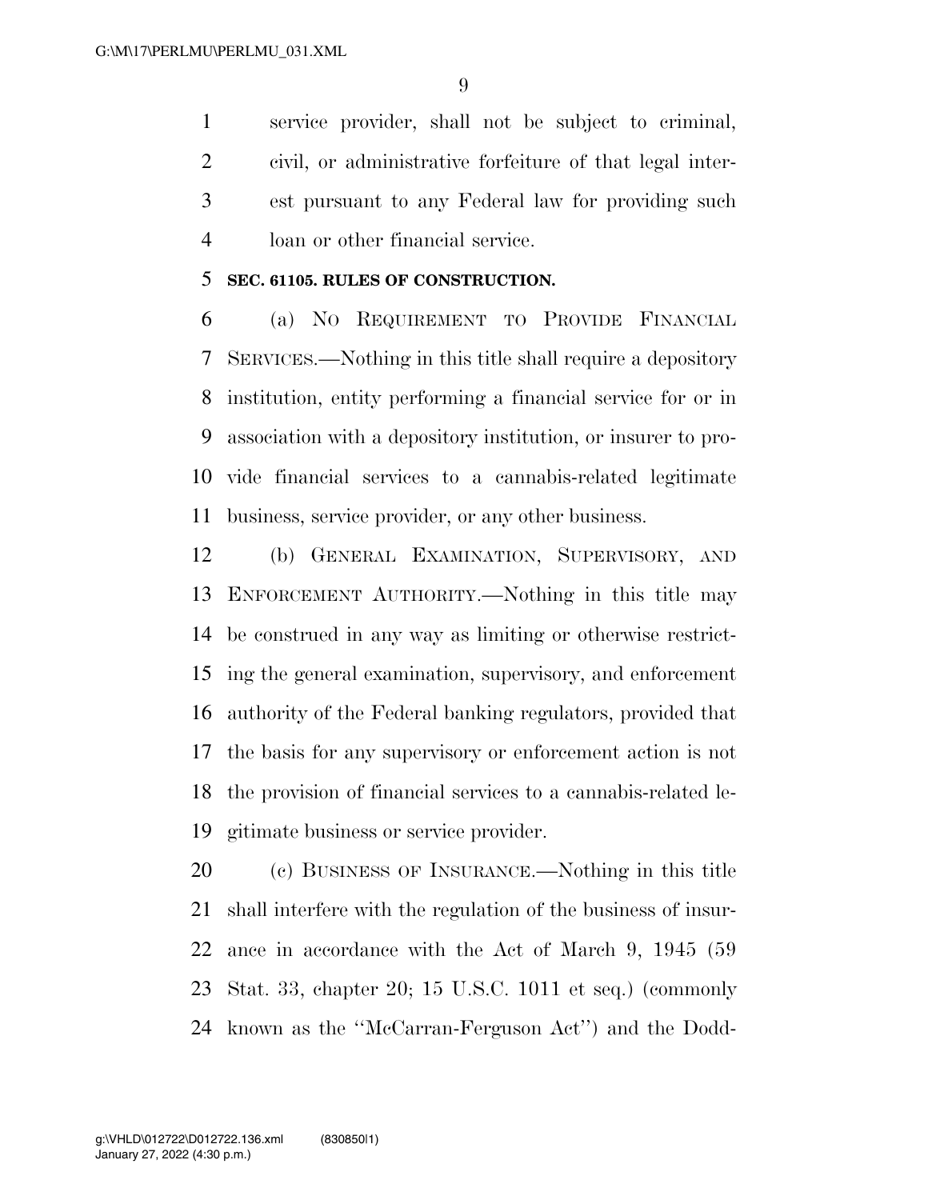service provider, shall not be subject to criminal, civil, or administrative forfeiture of that legal interest pursuant to any Federal law for providing such loan or other financial service.

### SEC. 61105. RULES OF CONSTRUCTION.

(a) NO REQUIREMENT TO PROVIDE FINANCIAL SERVICES.—Nothing in this title shall require a depository institution, entity performing a financial service for or in association with a depository institution, or insurer to provide financial services to a cannabis-related legitimate business, service provider, or any other business.

(b) GENERAL EXAMINATION, SUPERVISORY, AND ENFORCEMENT AUTHORITY.—Nothing in this title may be construed in any way as limiting or otherwise restricting the general examination, supervisory, and enforcement authority of the Federal banking regulators, provided that the basis for any supervisory or enforcement action is not the provision of financial services to a cannabis-related legitimate business or service provider.

(c) BUSINESS OF INSURANCE.—Nothing in this title shall interfere with the regulation of the business of insurance in accordance with the Act of March 9, 1945 (59 Stat. 33, chapter 20; 15 U.S.C. 1011 et seq.) (commonly known as the ''McCarran-Ferguson Act'') and the Dodd-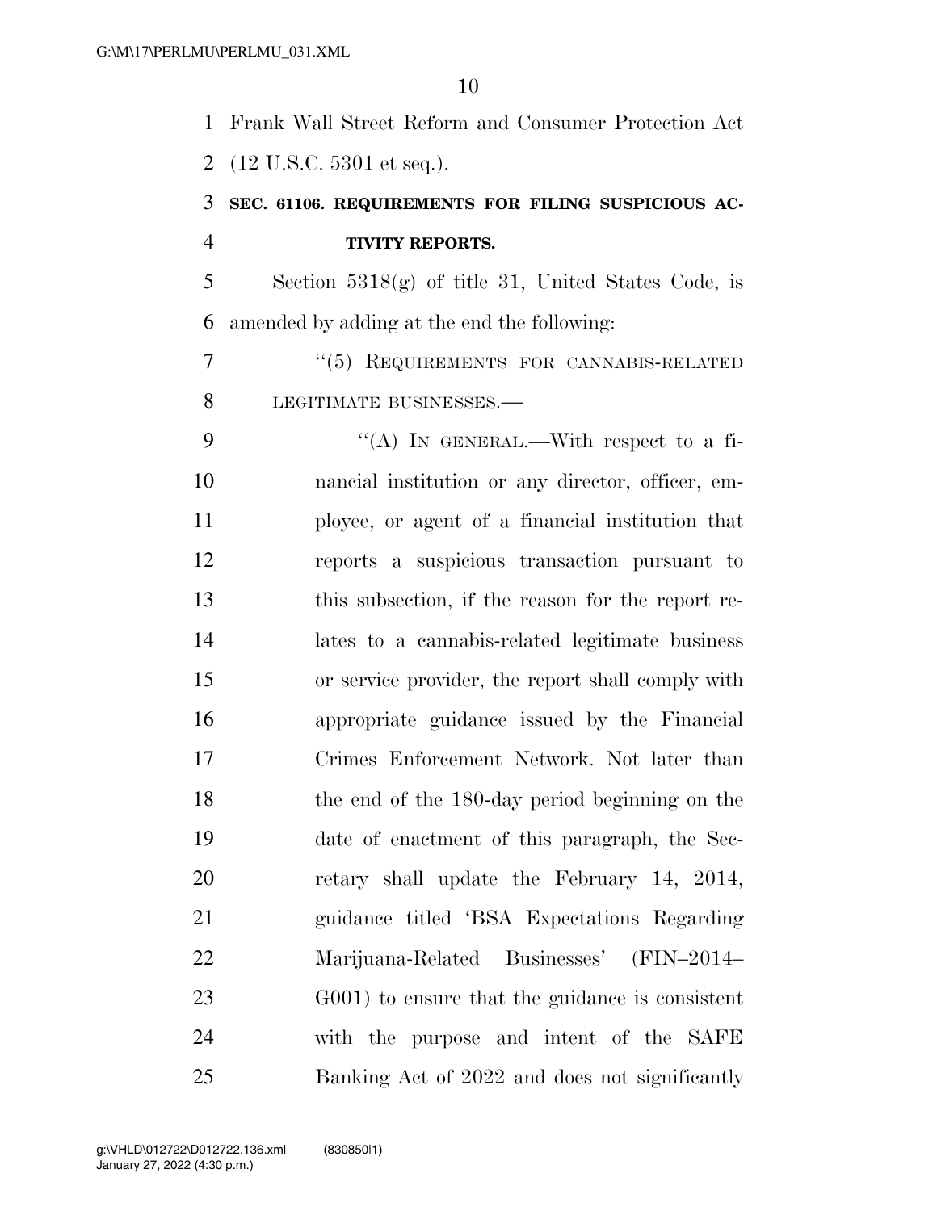Frank Wall Street Reform and Consumer Protection Act (12 U.S.C. 5301 et seq.).

**SEC. 61106. REQUIREMENTS FOR FILING SUSPICIOUS ACTIVITY REPORTS.**

Section 5318(g) of title 31, United States Code, is amended by adding at the end the following:

"(5) REQUIREMENTS FOR CANNABIS-RELATED LEGITIMATE BUSINESSES.—

"(A) IN GENERAL.—With respect to a financial institution or any director, officer, employee, or agent of a financial institution that reports a suspicious transaction pursuant to this subsection, if the reason for the report relates to a cannabis-related legitimate business or service provider, the report shall comply with appropriate guidance issued by the Financial Crimes Enforcement Network. Not later than the end of the 180-day period beginning on the date of enactment of this paragraph, the Secretary shall update the February 14, 2014, guidance titled 'BSA Expectations Regarding Marijuana-Related Businesses' (FIN–2014–G001) to ensure that the guidance is consistent with the purpose and intent of the SAFE Banking Act of 2022 and does not significantly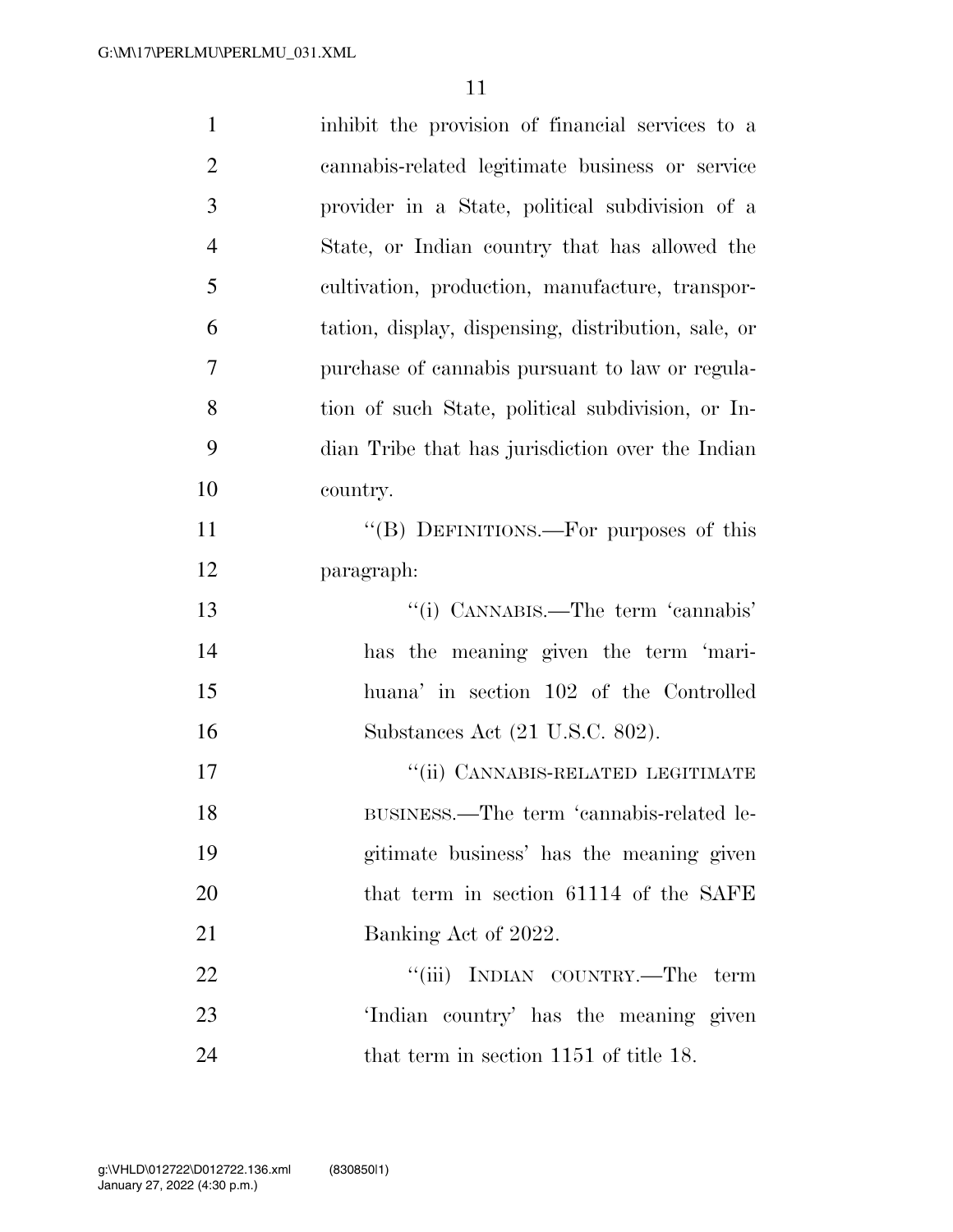inhibit the provision of financial services to a cannabis-related legitimate business or service provider in a State, political subdivision of a State, or Indian country that has allowed the cultivation, production, manufacture, transportation, display, dispensing, distribution, sale, or purchase of cannabis pursuant to law or regulation of such State, political subdivision, or Indian Tribe that has jurisdiction over the Indian country.

''(B) DEFINITIONS.—For purposes of this paragraph:

''(i) CANNABIS.—The term 'cannabis' has the meaning given the term 'marihuana' in section 102 of the Controlled Substances Act (21 U.S.C. 802).

''(ii) CANNABIS-RELATED LEGITIMATE BUSINESS.—The term 'cannabis-related legitimate business' has the meaning given that term in section 61114 of the SAFE Banking Act of 2022.

''(iii) INDIAN COUNTRY.—The term 'Indian country' has the meaning given that term in section 1151 of title 18.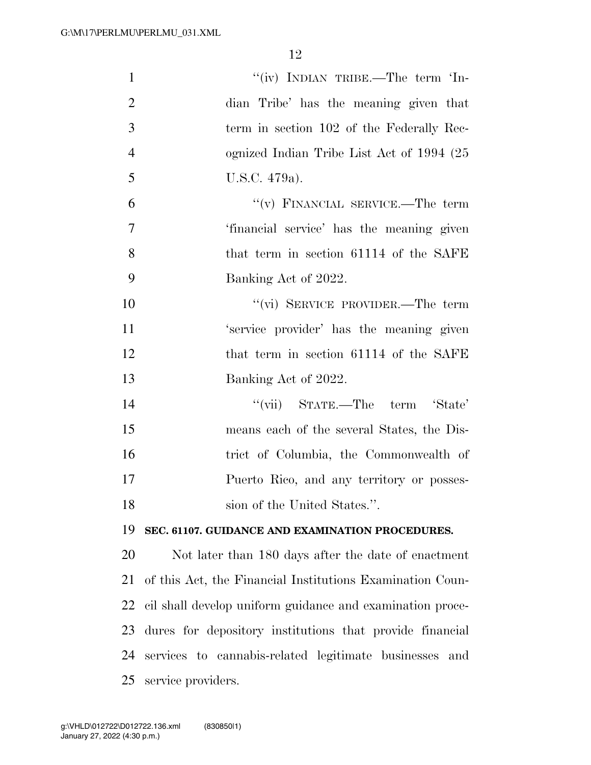"(iv) INDIAN TRIBE.—The term 'Indian Tribe' has the meaning given that term in section 102 of the Federally Recognized Indian Tribe List Act of 1994 (25 U.S.C. 479a).

"(v) FINANCIAL SERVICE.—The term 'financial service' has the meaning given that term in section 61114 of the SAFE Banking Act of 2022.

"(vi) SERVICE PROVIDER.—The term 'service provider' has the meaning given that term in section 61114 of the SAFE Banking Act of 2022.

"(vii) STATE.—The term 'State' means each of the several States, the District of Columbia, the Commonwealth of Puerto Rico, and any territory or possession of the United States.".

**SEC. 61107. GUIDANCE AND EXAMINATION PROCEDURES.**

Not later than 180 days after the date of enactment of this Act, the Financial Institutions Examination Council shall develop uniform guidance and examination procedures for depository institutions that provide financial services to cannabis-related legitimate businesses and service providers.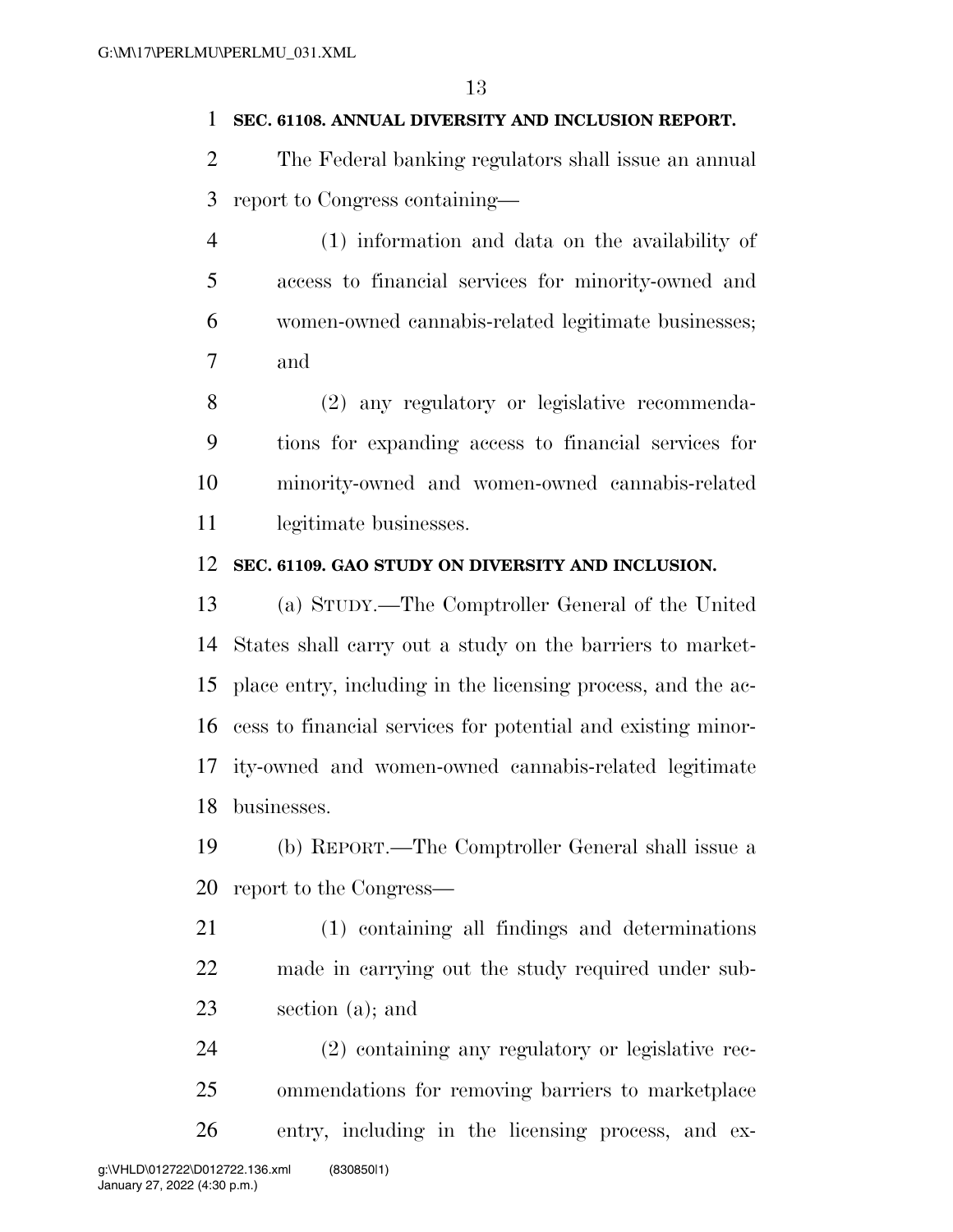**SEC. 61108. ANNUAL DIVERSITY AND INCLUSION REPORT.**

The Federal banking regulators shall issue an annual report to Congress containing—

(1) information and data on the availability of access to financial services for minority-owned and women-owned cannabis-related legitimate businesses; and

(2) any regulatory or legislative recommendations for expanding access to financial services for minority-owned and women-owned cannabis-related legitimate businesses.

**SEC. 61109. GAO STUDY ON DIVERSITY AND INCLUSION.**

(a) STUDY.—The Comptroller General of the United States shall carry out a study on the barriers to marketplace entry, including in the licensing process, and the access to financial services for potential and existing minority-owned and women-owned cannabis-related legitimate businesses.

(b) REPORT.—The Comptroller General shall issue a report to the Congress—

(1) containing all findings and determinations made in carrying out the study required under subsection (a); and

(2) containing any regulatory or legislative recommendations for removing barriers to marketplace entry, including in the licensing process, and ex-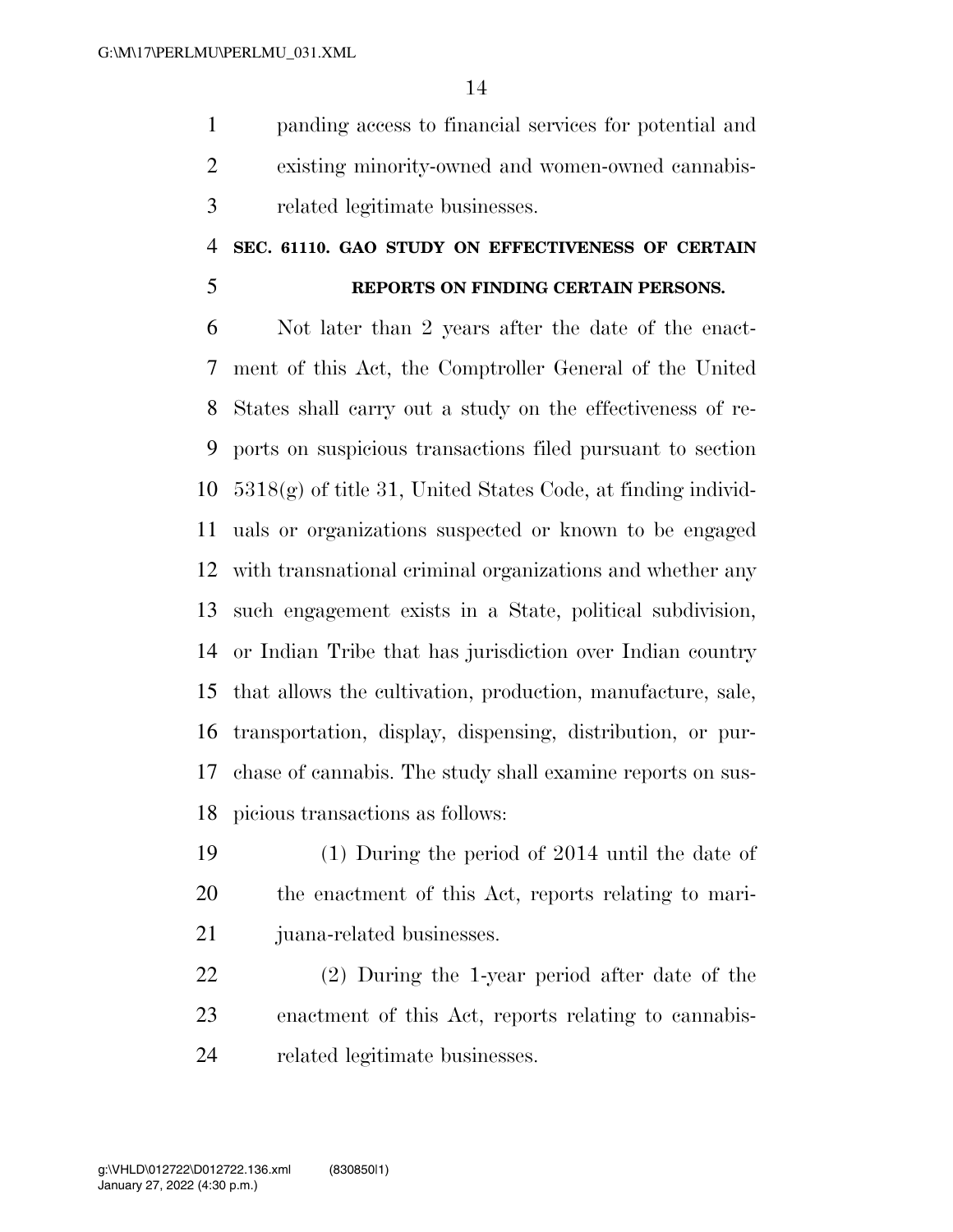panding access to financial services for potential and existing minority-owned and women-owned cannabis-related legitimate businesses.

**SEC. 61110. GAO STUDY ON EFFECTIVENESS OF CERTAIN REPORTS ON FINDING CERTAIN PERSONS.**

Not later than 2 years after the date of the enactment of this Act, the Comptroller General of the United States shall carry out a study on the effectiveness of reports on suspicious transactions filed pursuant to section 5318(g) of title 31, United States Code, at finding individuals or organizations suspected or known to be engaged with transnational criminal organizations and whether any such engagement exists in a State, political subdivision, or Indian Tribe that has jurisdiction over Indian country that allows the cultivation, production, manufacture, sale, transportation, display, dispensing, distribution, or purchase of cannabis. The study shall examine reports on suspicious transactions as follows:

(1) During the period of 2014 until the date of the enactment of this Act, reports relating to marijuana-related businesses.

(2) During the 1-year period after date of the enactment of this Act, reports relating to cannabis-related legitimate businesses.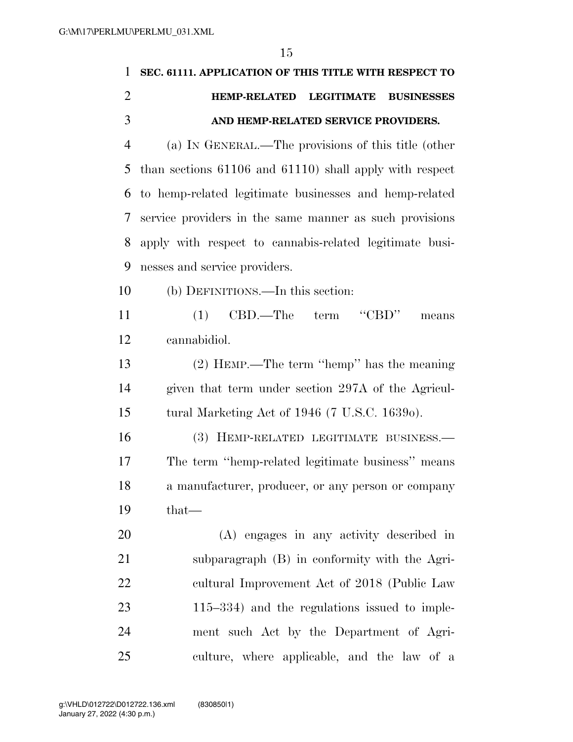**SEC. 61111. APPLICATION OF THIS TITLE WITH RESPECT TO HEMP-RELATED LEGITIMATE BUSINESSES AND HEMP-RELATED SERVICE PROVIDERS.**

(a) IN GENERAL.—The provisions of this title (other than sections 61106 and 61110) shall apply with respect to hemp-related legitimate businesses and hemp-related service providers in the same manner as such provisions apply with respect to cannabis-related legitimate businesses and service providers.

(b) DEFINITIONS.—In this section:

(1) CBD.—The term "CBD" means cannabidiol.

(2) HEMP.—The term "hemp" has the meaning given that term under section 297A of the Agricultural Marketing Act of 1946 (7 U.S.C. 1639o).

(3) HEMP-RELATED LEGITIMATE BUSINESS.— The term "hemp-related legitimate business" means a manufacturer, producer, or any person or company that—

(A) engages in any activity described in subparagraph (B) in conformity with the Agricultural Improvement Act of 2018 (Public Law 115–334) and the regulations issued to implement such Act by the Department of Agriculture, where applicable, and the law of a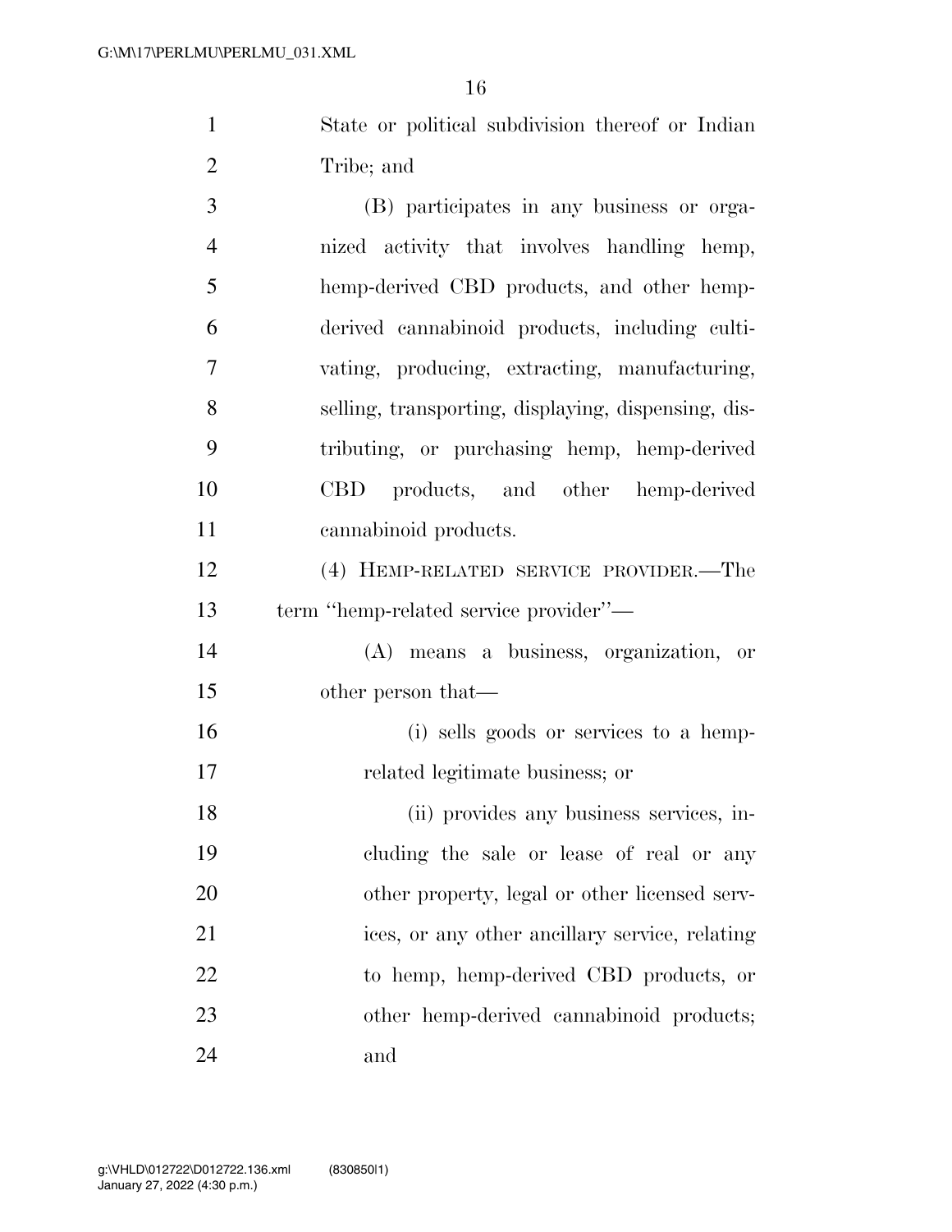State or political subdivision thereof or Indian Tribe; and

(B) participates in any business or organized activity that involves handling hemp, hemp-derived CBD products, and other hemp-derived cannabinoid products, including cultivating, producing, extracting, manufacturing, selling, transporting, displaying, dispensing, distributing, or purchasing hemp, hemp-derived CBD products, and other hemp-derived cannabinoid products.

(4) HEMP-RELATED SERVICE PROVIDER.—The term ''hemp-related service provider''—

(A) means a business, organization, or other person that—

(i) sells goods or services to a hemp-related legitimate business; or

(ii) provides any business services, including the sale or lease of real or any other property, legal or other licensed services, or any other ancillary service, relating to hemp, hemp-derived CBD products, or other hemp-derived cannabinoid products; and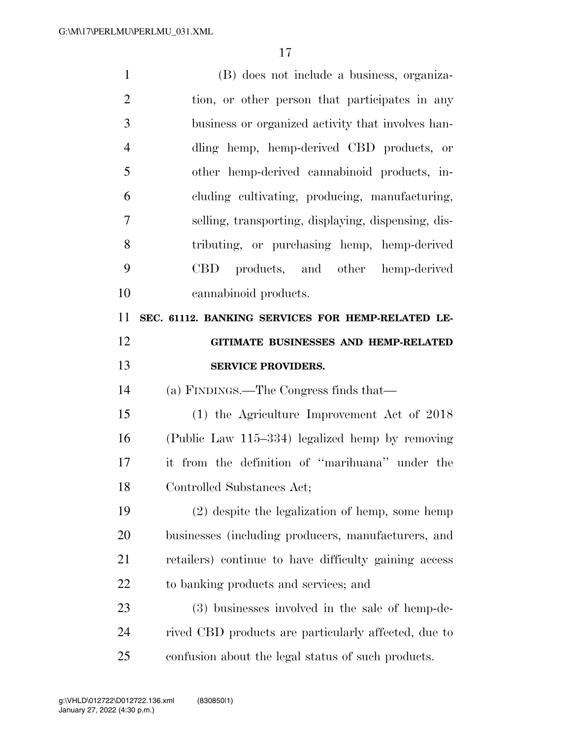(B) does not include a business, organization, or other person that participates in any business or organized activity that involves handling hemp, hemp-derived CBD products, or other hemp-derived cannabinoid products, including cultivating, producing, manufacturing, selling, transporting, displaying, dispensing, distributing, or purchasing hemp, hemp-derived CBD products, and other hemp-derived cannabinoid products.

## SEC. 61112. BANKING SERVICES FOR HEMP-RELATED LEGITIMATE BUSINESSES AND HEMP-RELATED SERVICE PROVIDERS.

(a) FINDINGS.—The Congress finds that—

(1) the Agriculture Improvement Act of 2018 (Public Law 115–334) legalized hemp by removing it from the definition of ''marihuana'' under the Controlled Substances Act;

(2) despite the legalization of hemp, some hemp businesses (including producers, manufacturers, and retailers) continue to have difficulty gaining access to banking products and services; and

(3) businesses involved in the sale of hemp-derived CBD products are particularly affected, due to confusion about the legal status of such products.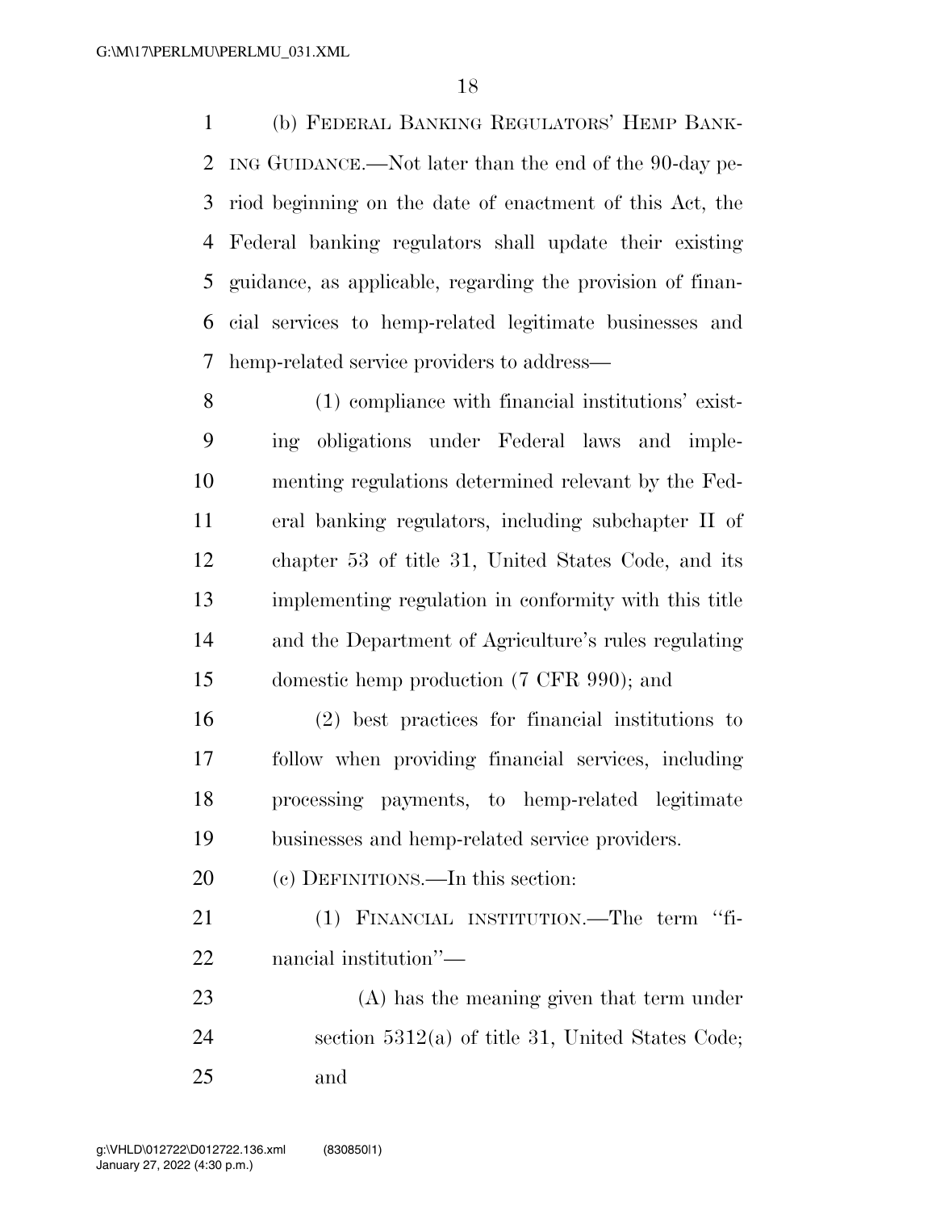(b) FEDERAL BANKING REGULATORS' HEMP BANKING GUIDANCE.—Not later than the end of the 90-day period beginning on the date of enactment of this Act, the Federal banking regulators shall update their existing guidance, as applicable, regarding the provision of financial services to hemp-related legitimate businesses and hemp-related service providers to address—

(1) compliance with financial institutions' existing obligations under Federal laws and implementing regulations determined relevant by the Federal banking regulators, including subchapter II of chapter 53 of title 31, United States Code, and its implementing regulation in conformity with this title and the Department of Agriculture's rules regulating domestic hemp production (7 CFR 990); and

(2) best practices for financial institutions to follow when providing financial services, including processing payments, to hemp-related legitimate businesses and hemp-related service providers.

(c) DEFINITIONS.—In this section:

(1) FINANCIAL INSTITUTION.—The term "financial institution"—

(A) has the meaning given that term under section 5312(a) of title 31, United States Code; and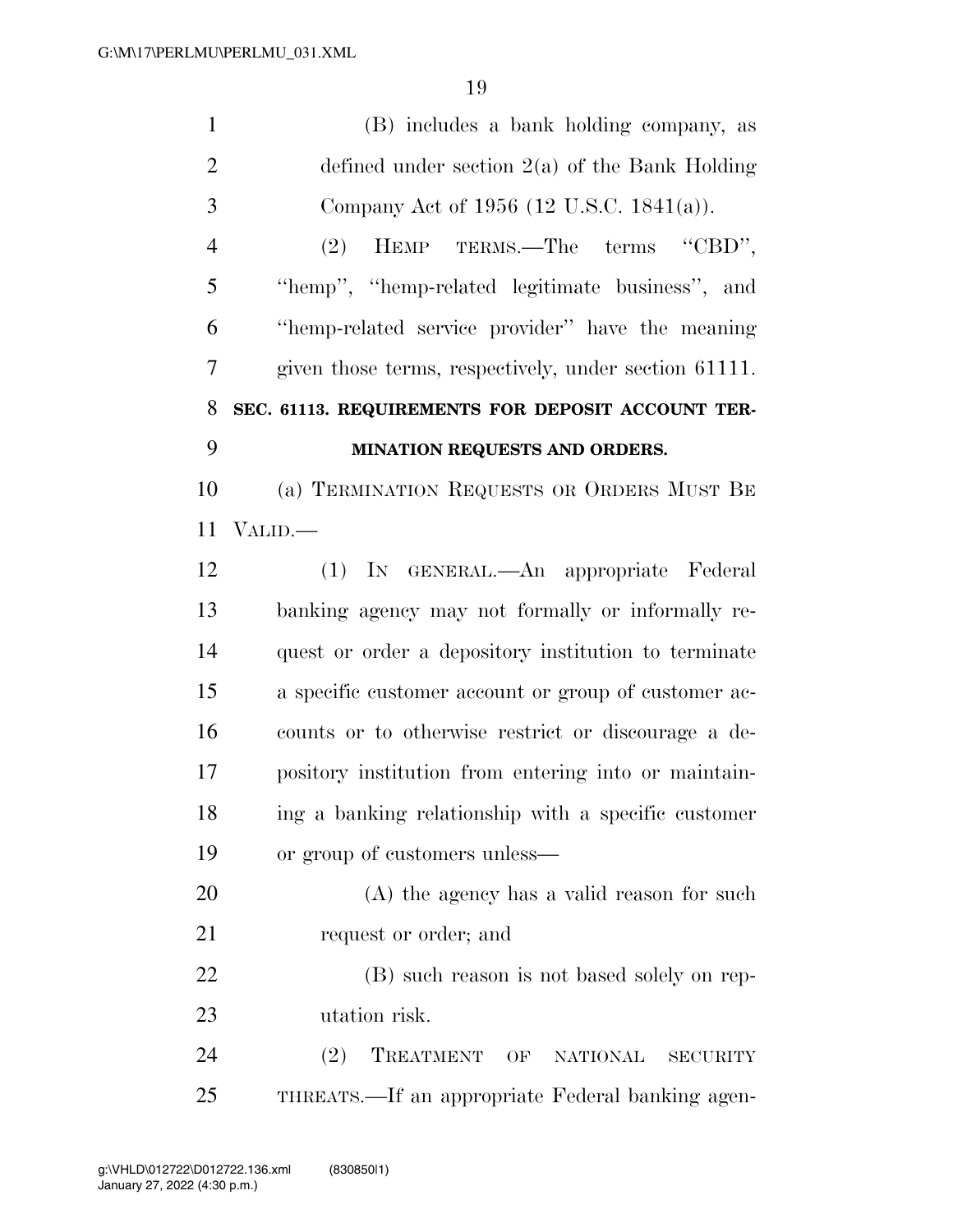(B) includes a bank holding company, as defined under section 2(a) of the Bank Holding Company Act of 1956 (12 U.S.C. 1841(a)).

(2) HEMP TERMS.—The terms ''CBD'', ''hemp'', ''hemp-related legitimate business'', and ''hemp-related service provider'' have the meaning given those terms, respectively, under section 61111.

**SEC. 61113. REQUIREMENTS FOR DEPOSIT ACCOUNT TERMINATION REQUESTS AND ORDERS.**

(a) TERMINATION REQUESTS OR ORDERS MUST BE VALID.—

(1) IN GENERAL.—An appropriate Federal banking agency may not formally or informally request or order a depository institution to terminate a specific customer account or group of customer accounts or to otherwise restrict or discourage a depository institution from entering into or maintaining a banking relationship with a specific customer or group of customers unless—

(A) the agency has a valid reason for such request or order; and

(B) such reason is not based solely on reputation risk.

(2) TREATMENT OF NATIONAL SECURITY THREATS.—If an appropriate Federal banking agen-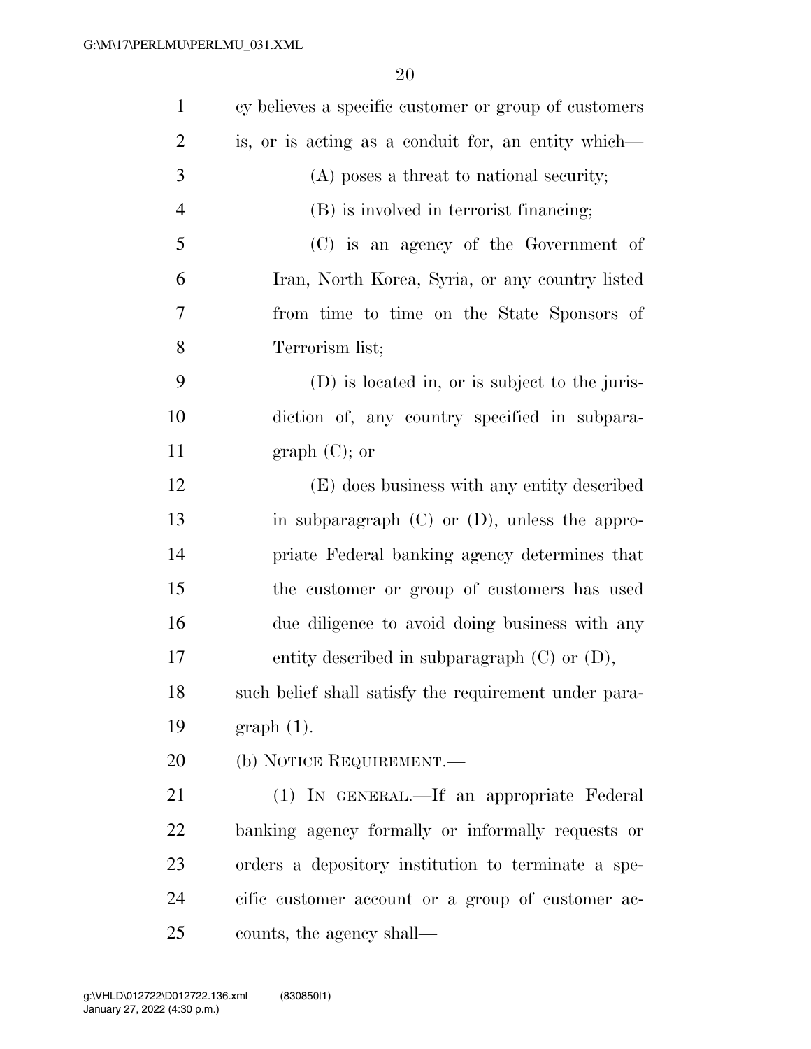cy believes a specific customer or group of customers is, or is acting as a conduit for, an entity which—

(A) poses a threat to national security;

(B) is involved in terrorist financing;

(C) is an agency of the Government of Iran, North Korea, Syria, or any country listed from time to time on the State Sponsors of Terrorism list;

(D) is located in, or is subject to the jurisdiction of, any country specified in subparagraph (C); or

(E) does business with any entity described in subparagraph (C) or (D), unless the appropriate Federal banking agency determines that the customer or group of customers has used due diligence to avoid doing business with any entity described in subparagraph (C) or (D),

such belief shall satisfy the requirement under paragraph (1).

(b) NOTICE REQUIREMENT.—

(1) IN GENERAL.—If an appropriate Federal banking agency formally or informally requests or orders a depository institution to terminate a specific customer account or a group of customer accounts, the agency shall—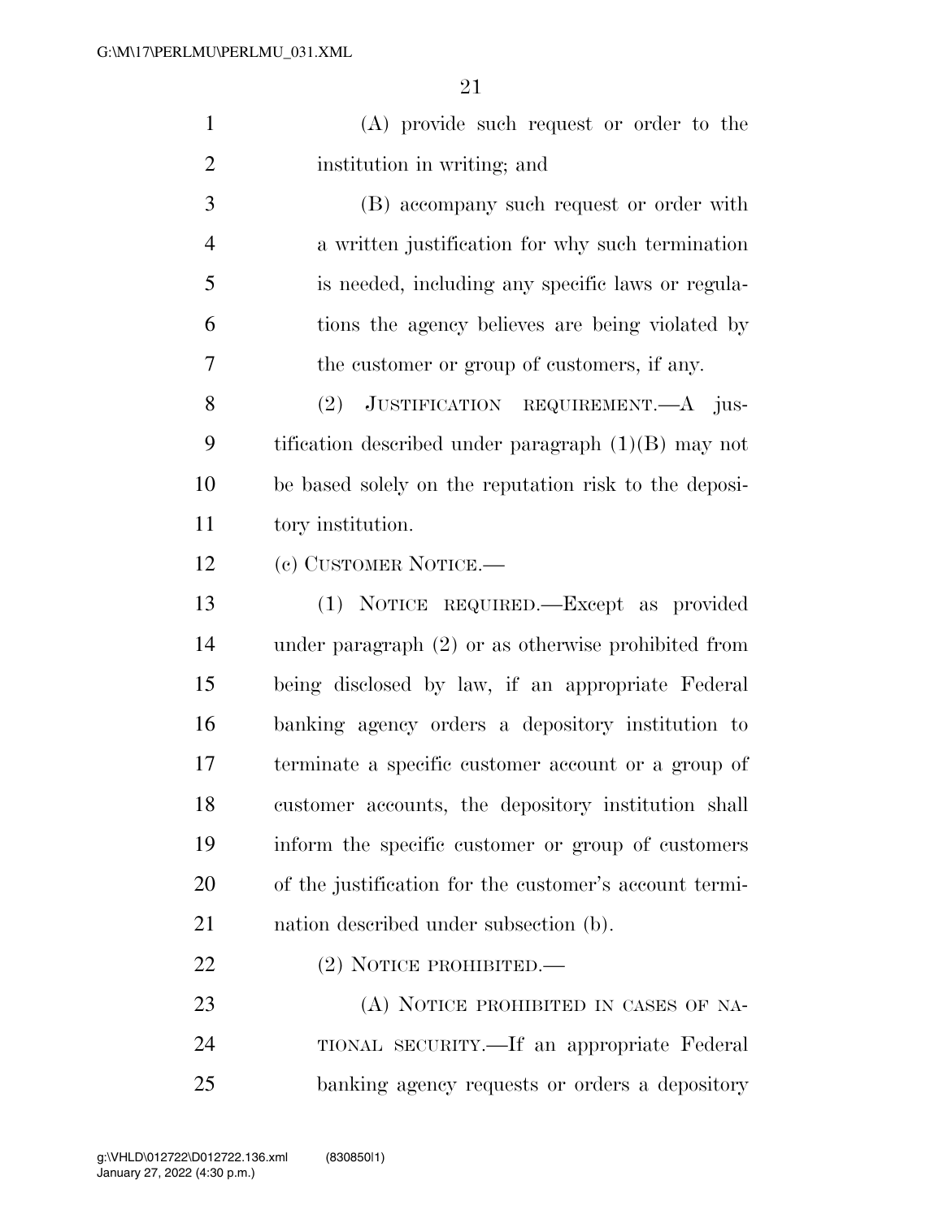(A) provide such request or order to the institution in writing; and

(B) accompany such request or order with a written justification for why such termination is needed, including any specific laws or regulations the agency believes are being violated by the customer or group of customers, if any.

(2) JUSTIFICATION REQUIREMENT.—A justification described under paragraph (1)(B) may not be based solely on the reputation risk to the depository institution.

(c) CUSTOMER NOTICE.—

(1) NOTICE REQUIRED.—Except as provided under paragraph (2) or as otherwise prohibited from being disclosed by law, if an appropriate Federal banking agency orders a depository institution to terminate a specific customer account or a group of customer accounts, the depository institution shall inform the specific customer or group of customers of the justification for the customer's account termination described under subsection (b).

(2) NOTICE PROHIBITED.—

(A) NOTICE PROHIBITED IN CASES OF NATIONAL SECURITY.—If an appropriate Federal banking agency requests or orders a depository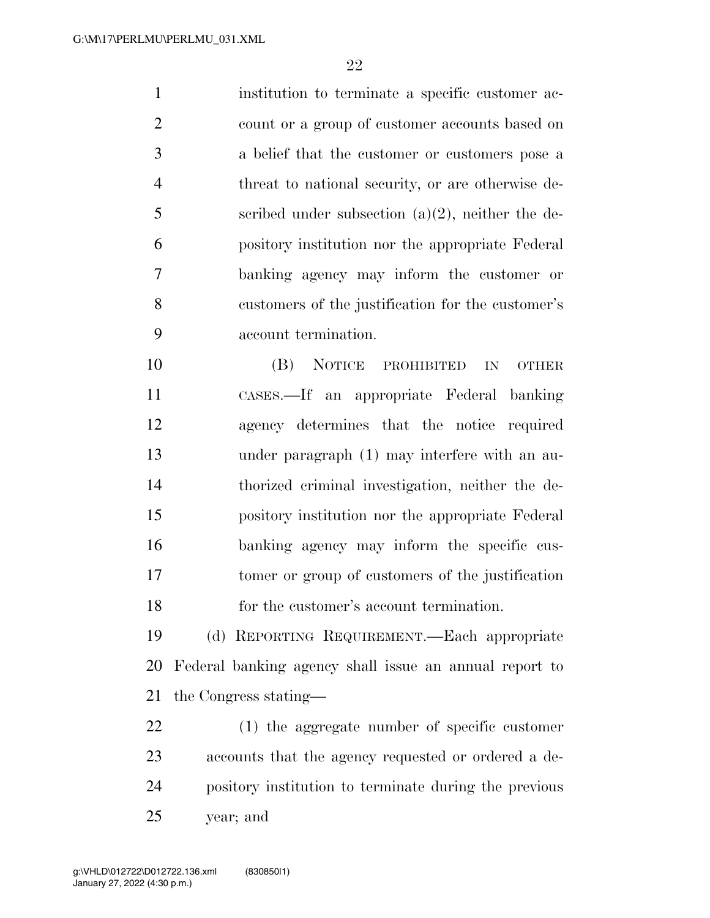institution to terminate a specific customer account or a group of customer accounts based on a belief that the customer or customers pose a threat to national security, or are otherwise described under subsection (a)(2), neither the depository institution nor the appropriate Federal banking agency may inform the customer or customers of the justification for the customer's account termination.

(B) NOTICE PROHIBITED IN OTHER CASES.—If an appropriate Federal banking agency determines that the notice required under paragraph (1) may interfere with an authorized criminal investigation, neither the depository institution nor the appropriate Federal banking agency may inform the specific customer or group of customers of the justification for the customer's account termination.

(d) REPORTING REQUIREMENT.—Each appropriate Federal banking agency shall issue an annual report to the Congress stating—

(1) the aggregate number of specific customer accounts that the agency requested or ordered a depository institution to terminate during the previous year; and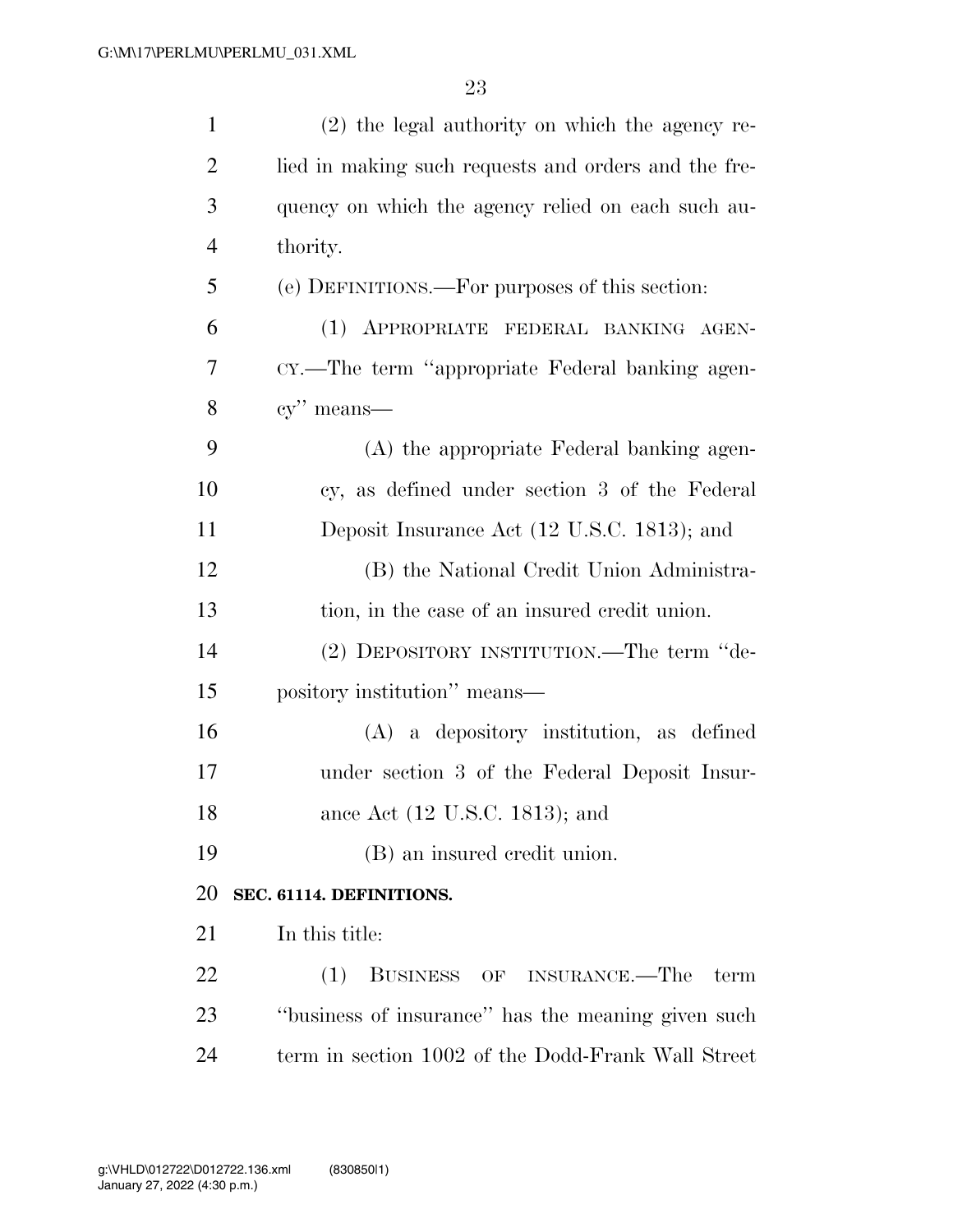(2) the legal authority on which the agency relied in making such requests and orders and the frequency on which the agency relied on each such authority.

(e) DEFINITIONS.—For purposes of this section:

(1) APPROPRIATE FEDERAL BANKING AGENCY.—The term "appropriate Federal banking agency" means—

(A) the appropriate Federal banking agency, as defined under section 3 of the Federal Deposit Insurance Act (12 U.S.C. 1813); and

(B) the National Credit Union Administration, in the case of an insured credit union.

(2) DEPOSITORY INSTITUTION.—The term "depository institution" means—

(A) a depository institution, as defined under section 3 of the Federal Deposit Insurance Act (12 U.S.C. 1813); and

(B) an insured credit union.

**SEC. 61114. DEFINITIONS.**

In this title:

(1) BUSINESS OF INSURANCE.—The term "business of insurance" has the meaning given such term in section 1002 of the Dodd-Frank Wall Street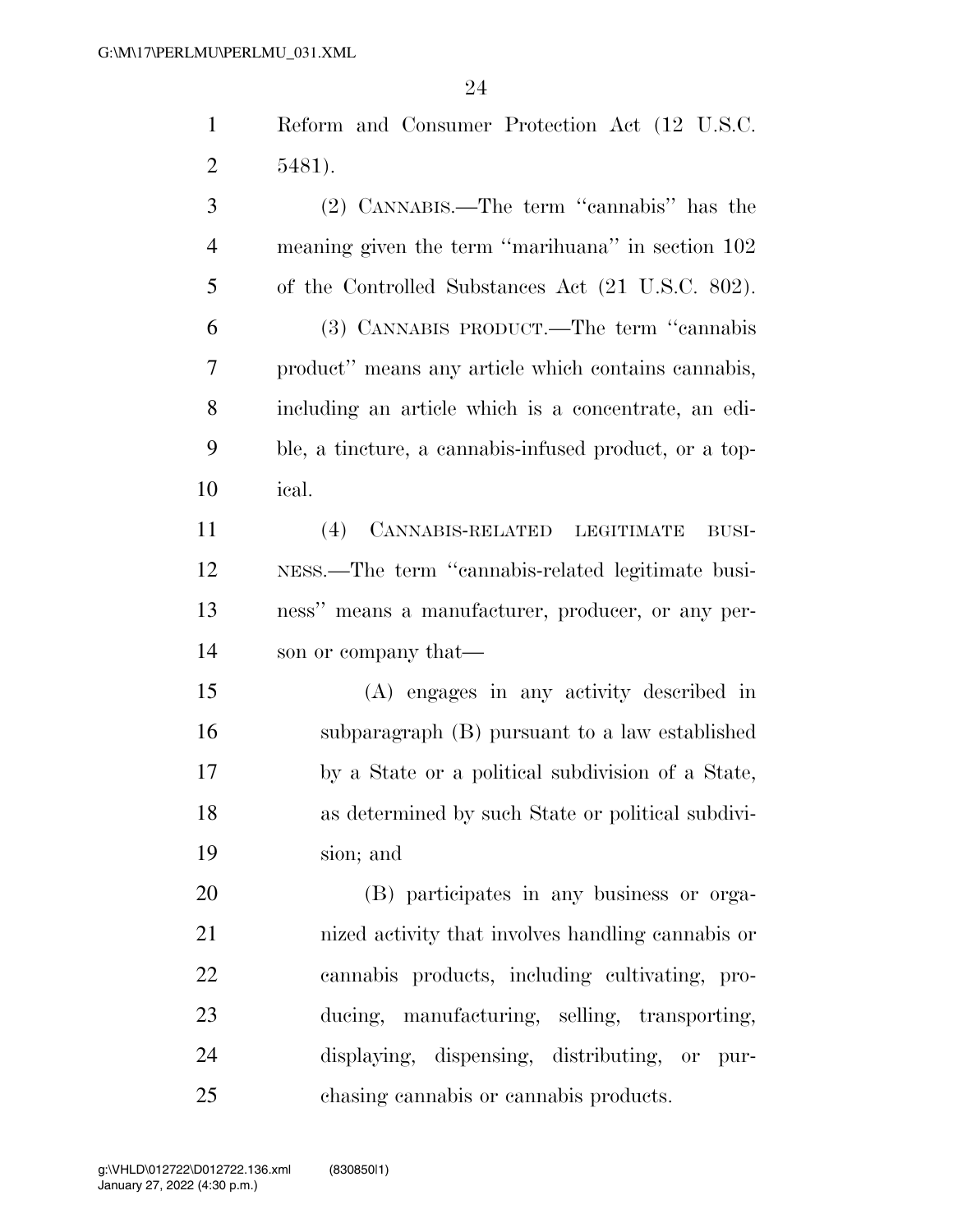Reform and Consumer Protection Act (12 U.S.C. 5481).

(2) CANNABIS.—The term ''cannabis'' has the meaning given the term ''marihuana'' in section 102 of the Controlled Substances Act (21 U.S.C. 802).

(3) CANNABIS PRODUCT.—The term ''cannabis product'' means any article which contains cannabis, including an article which is a concentrate, an edible, a tincture, a cannabis-infused product, or a topical.

(4) CANNABIS-RELATED LEGITIMATE BUSINESS.—The term ''cannabis-related legitimate business'' means a manufacturer, producer, or any person or company that—

(A) engages in any activity described in subparagraph (B) pursuant to a law established by a State or a political subdivision of a State, as determined by such State or political subdivision; and

(B) participates in any business or organized activity that involves handling cannabis or cannabis products, including cultivating, producing, manufacturing, selling, transporting, displaying, dispensing, distributing, or purchasing cannabis or cannabis products.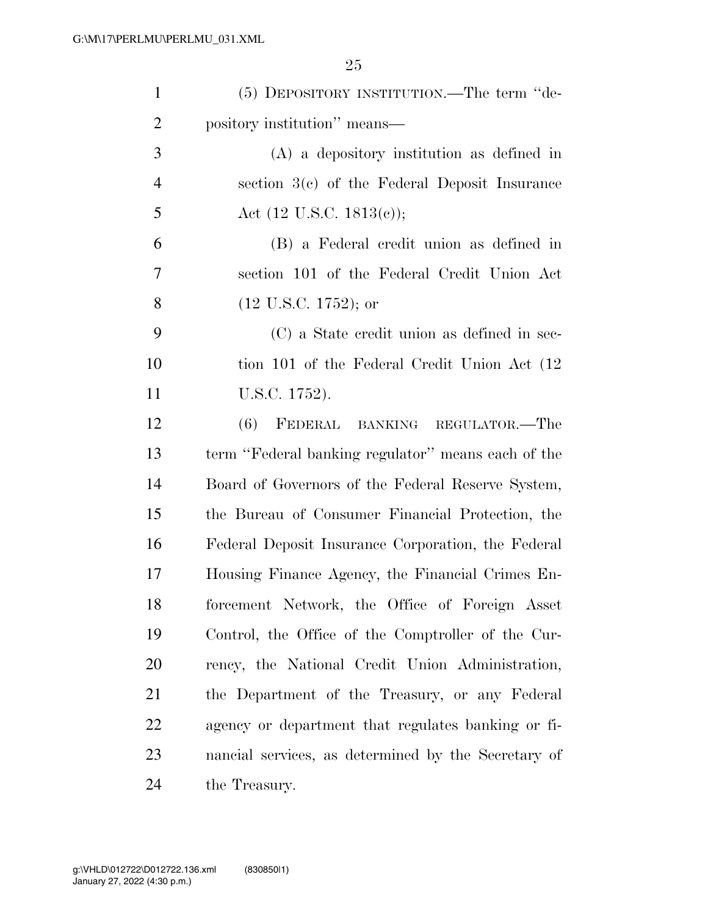(5) DEPOSITORY INSTITUTION.—The term ''depository institution'' means—

(A) a depository institution as defined in section 3(c) of the Federal Deposit Insurance Act (12 U.S.C. 1813(c));

(B) a Federal credit union as defined in section 101 of the Federal Credit Union Act (12 U.S.C. 1752); or

(C) a State credit union as defined in section 101 of the Federal Credit Union Act (12 U.S.C. 1752).

(6) FEDERAL BANKING REGULATOR.—The term ''Federal banking regulator'' means each of the Board of Governors of the Federal Reserve System, the Bureau of Consumer Financial Protection, the Federal Deposit Insurance Corporation, the Federal Housing Finance Agency, the Financial Crimes Enforcement Network, the Office of Foreign Asset Control, the Office of the Comptroller of the Currency, the National Credit Union Administration, the Department of the Treasury, or any Federal agency or department that regulates banking or financial services, as determined by the Secretary of the Treasury.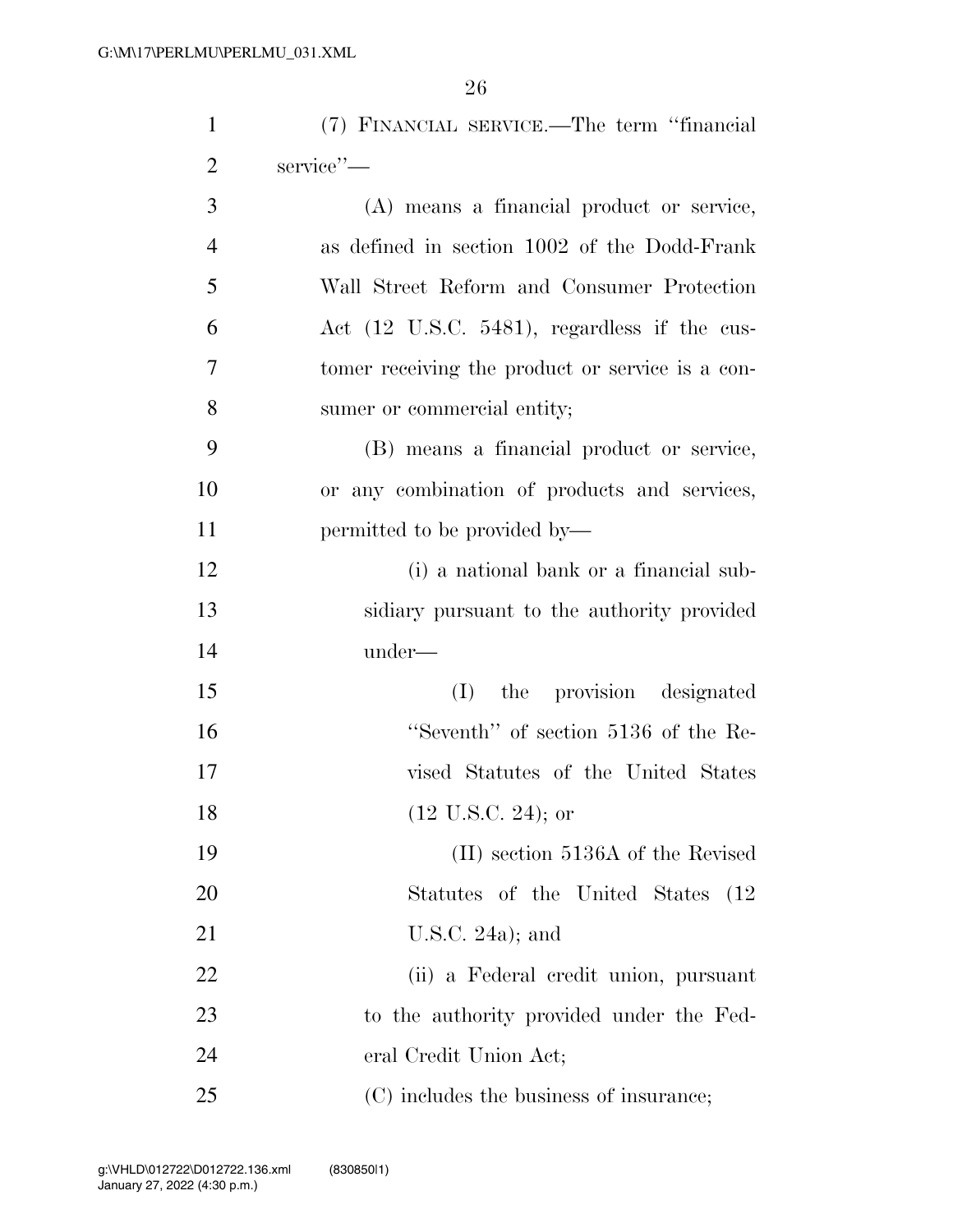(7) FINANCIAL SERVICE.—The term ''financial service''—

(A) means a financial product or service, as defined in section 1002 of the Dodd-Frank Wall Street Reform and Consumer Protection Act (12 U.S.C. 5481), regardless if the customer receiving the product or service is a consumer or commercial entity;

(B) means a financial product or service, or any combination of products and services, permitted to be provided by—

(i) a national bank or a financial subsidiary pursuant to the authority provided under—

(I) the provision designated ''Seventh'' of section 5136 of the Revised Statutes of the United States (12 U.S.C. 24); or

(II) section 5136A of the Revised Statutes of the United States (12 U.S.C. 24a); and

(ii) a Federal credit union, pursuant to the authority provided under the Federal Credit Union Act;

(C) includes the business of insurance;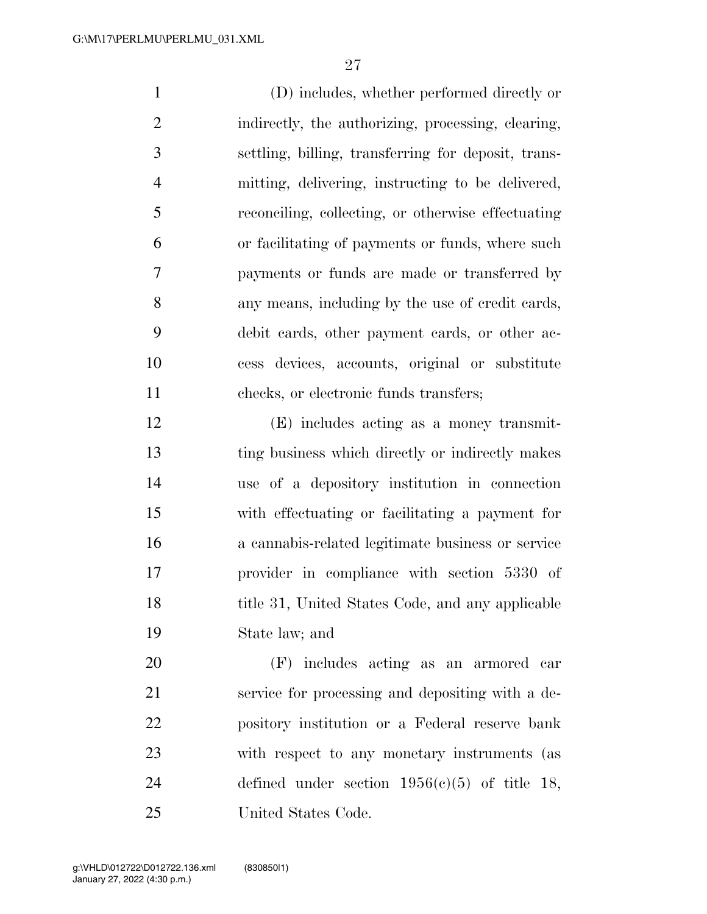(D) includes, whether performed directly or indirectly, the authorizing, processing, clearing, settling, billing, transferring for deposit, transmitting, delivering, instructing to be delivered, reconciling, collecting, or otherwise effectuating or facilitating of payments or funds, where such payments or funds are made or transferred by any means, including by the use of credit cards, debit cards, other payment cards, or other access devices, accounts, original or substitute checks, or electronic funds transfers;

(E) includes acting as a money transmitting business which directly or indirectly makes use of a depository institution in connection with effectuating or facilitating a payment for a cannabis-related legitimate business or service provider in compliance with section 5330 of title 31, United States Code, and any applicable State law; and

(F) includes acting as an armored car service for processing and depositing with a depository institution or a Federal reserve bank with respect to any monetary instruments (as defined under section 1956(c)(5) of title 18, United States Code.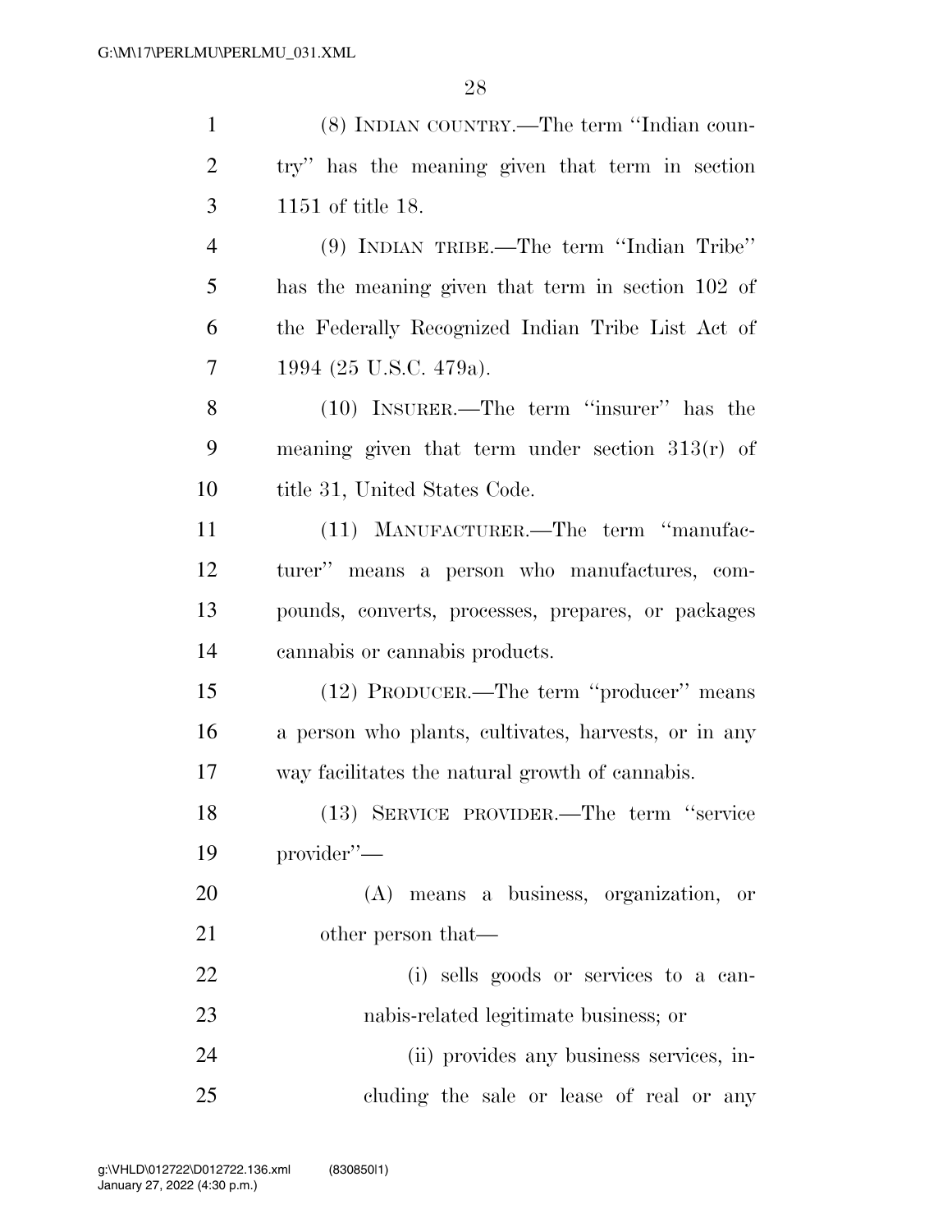(8) INDIAN COUNTRY.—The term ''Indian country'' has the meaning given that term in section 1151 of title 18.

(9) INDIAN TRIBE.—The term ''Indian Tribe'' has the meaning given that term in section 102 of the Federally Recognized Indian Tribe List Act of 1994 (25 U.S.C. 479a).

(10) INSURER.—The term ''insurer'' has the meaning given that term under section 313(r) of title 31, United States Code.

(11) MANUFACTURER.—The term ''manufacturer'' means a person who manufactures, compounds, converts, processes, prepares, or packages cannabis or cannabis products.

(12) PRODUCER.—The term ''producer'' means a person who plants, cultivates, harvests, or in any way facilitates the natural growth of cannabis.

(13) SERVICE PROVIDER.—The term ''service provider''—

(A) means a business, organization, or other person that—

(i) sells goods or services to a cannabis-related legitimate business; or

(ii) provides any business services, including the sale or lease of real or any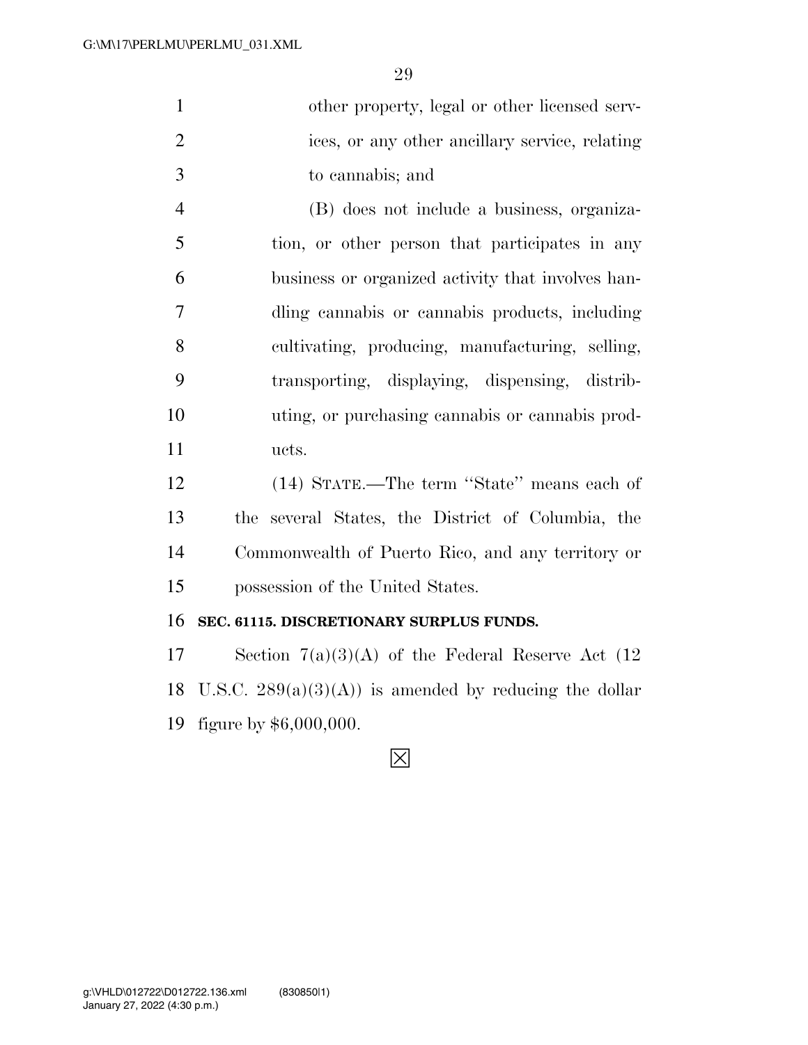other property, legal or other licensed services, or any other ancillary service, relating to cannabis; and

(B) does not include a business, organization, or other person that participates in any business or organized activity that involves handling cannabis or cannabis products, including cultivating, producing, manufacturing, selling, transporting, displaying, dispensing, distributing, or purchasing cannabis or cannabis products.

(14) STATE.—The term ''State'' means each of the several States, the District of Columbia, the Commonwealth of Puerto Rico, and any territory or possession of the United States.

**SEC. 61115. DISCRETIONARY SURPLUS FUNDS.**

Section 7(a)(3)(A) of the Federal Reserve Act (12 U.S.C. 289(a)(3)(A)) is amended by reducing the dollar figure by $6,000,000.